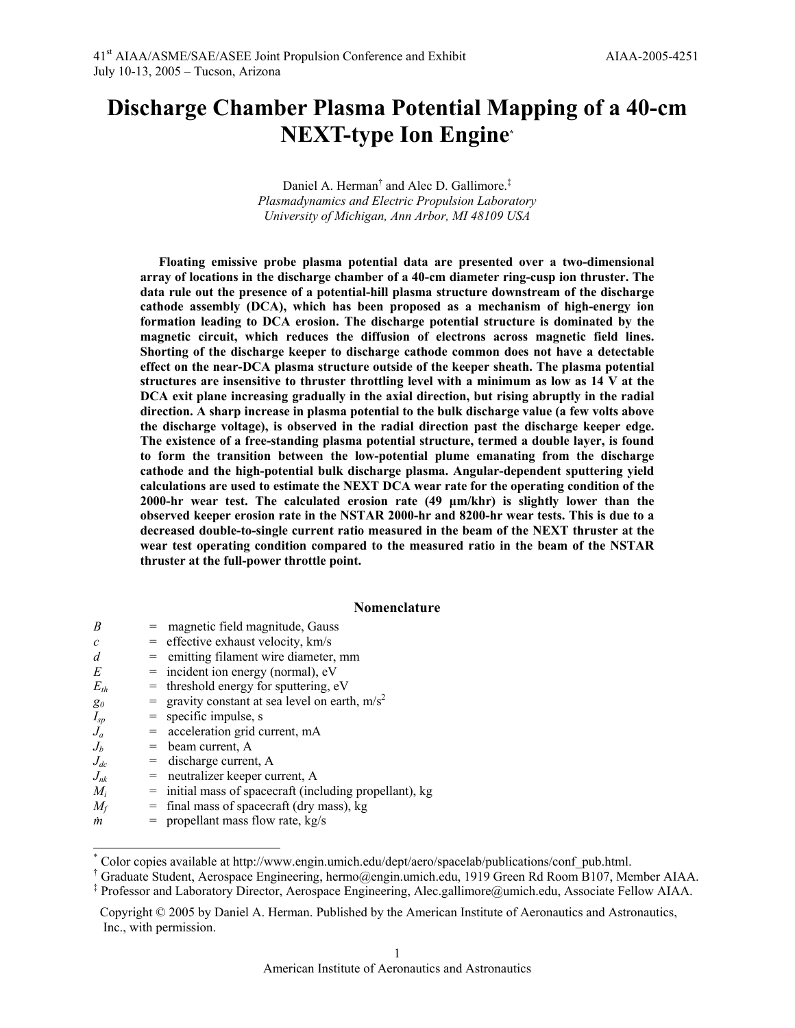41st AIAA/ASME/SAE/ASEE Joint Propulsion Conference and Exhibit
July 10-13, 2005 – Tucson, Arizona

AIAA-2005-4251

# Discharge Chamber Plasma Potential Mapping of a 40-cm NEXT-type Ion Engine*

Daniel A. Herman† and Alec D. Gallimore.‡

*Plasmadynamics and Electric Propulsion Laboratory*
*University of Michigan, Ann Arbor, MI 48109 USA*

**Floating emissive probe plasma potential data are presented over a two-dimensional array of locations in the discharge chamber of a 40-cm diameter ring-cusp ion thruster. The data rule out the presence of a potential-hill plasma structure downstream of the discharge cathode assembly (DCA), which has been proposed as a mechanism of high-energy ion formation leading to DCA erosion. The discharge potential structure is dominated by the magnetic circuit, which reduces the diffusion of electrons across magnetic field lines. Shorting of the discharge keeper to discharge cathode common does not have a detectable effect on the near-DCA plasma structure outside of the keeper sheath. The plasma potential structures are insensitive to thruster throttling level with a minimum as low as 14 V at the DCA exit plane increasing gradually in the axial direction, but rising abruptly in the radial direction. A sharp increase in plasma potential to the bulk discharge value (a few volts above the discharge voltage), is observed in the radial direction past the discharge keeper edge. The existence of a free-standing plasma potential structure, termed a double layer, is found to form the transition between the low-potential plume emanating from the discharge cathode and the high-potential bulk discharge plasma. Angular-dependent sputtering yield calculations are used to estimate the NEXT DCA wear rate for the operating condition of the 2000-hr wear test. The calculated erosion rate (49 µm/khr) is slightly lower than the observed keeper erosion rate in the NSTAR 2000-hr and 8200-hr wear tests. This is due to a decreased double-to-single current ratio measured in the beam of the NEXT thruster at the wear test operating condition compared to the measured ratio in the beam of the NSTAR thruster at the full-power throttle point.**

## Nomenclature

| | | |
|---|---|---|
| $B$ | = | magnetic field magnitude, Gauss |
| $c$ | = | effective exhaust velocity, km/s |
| $d$ | = | emitting filament wire diameter, mm |
| $E$ | = | incident ion energy (normal), eV |
| $E_{th}$ | = | threshold energy for sputtering, eV |
| $g_0$ | = | gravity constant at sea level on earth, m/s$^2$ |
| $I_{sp}$ | = | specific impulse, s |
| $J_a$ | = | acceleration grid current, mA |
| $J_b$ | = | beam current, A |
| $J_{dc}$ | = | discharge current, A |
| $J_{nk}$ | = | neutralizer keeper current, A |
| $M_i$ | = | initial mass of spacecraft (including propellant), kg |
| $M_f$ | = | final mass of spacecraft (dry mass), kg |
| $\dot{m}$ | = | propellant mass flow rate, kg/s |

---

\* Color copies available at http://www.engin.umich.edu/dept/aero/spacelab/publications/conf_pub.html.
† Graduate Student, Aerospace Engineering, hermo@engin.umich.edu, 1919 Green Rd Room B107, Member AIAA.
‡ Professor and Laboratory Director, Aerospace Engineering, Alec.gallimore@umich.edu, Associate Fellow AIAA.

Copyright © 2005 by Daniel A. Herman. Published by the American Institute of Aeronautics and Astronautics, Inc., with permission.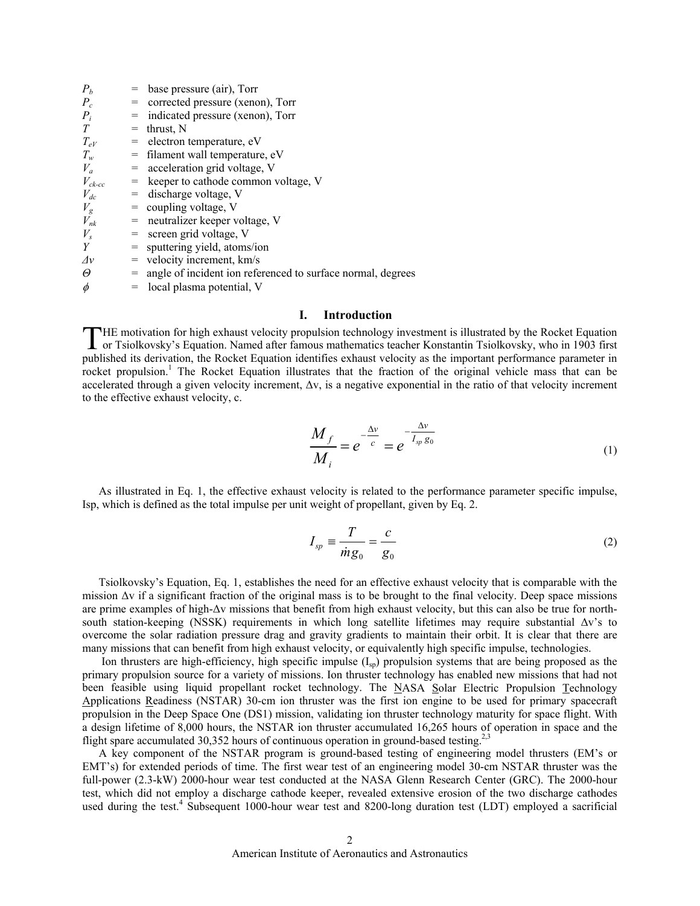$P_b$ = base pressure (air), Torr
$P_c$ = corrected pressure (xenon), Torr
$P_i$ = indicated pressure (xenon), Torr
$T$ = thrust, N
$T_{eV}$ = electron temperature, eV
$T_w$ = filament wall temperature, eV
$V_a$ = acceleration grid voltage, V
$V_{ck\text{-}cc}$ = keeper to cathode common voltage, V
$V_{dc}$ = discharge voltage, V
$V_g$ = coupling voltage, V
$V_{nk}$ = neutralizer keeper voltage, V
$V_s$ = screen grid voltage, V
$Y$ = sputtering yield, atoms/ion
$\Delta v$ = velocity increment, km/s
$\Theta$ = angle of incident ion referenced to surface normal, degrees
$\phi$ = local plasma potential, V

## I. Introduction

THE motivation for high exhaust velocity propulsion technology investment is illustrated by the Rocket Equation or Tsiolkovsky's Equation. Named after famous mathematics teacher Konstantin Tsiolkovsky, who in 1903 first published its derivation, the Rocket Equation identifies exhaust velocity as the important performance parameter in rocket propulsion.[1] The Rocket Equation illustrates that the fraction of the original vehicle mass that can be accelerated through a given velocity increment, Δv, is a negative exponential in the ratio of that velocity increment to the effective exhaust velocity, c.

$$\frac{M_f}{M_i} = e^{-\frac{\Delta v}{c}} = e^{-\frac{\Delta v}{I_{sp}\, g_0}} \tag{1}$$

As illustrated in Eq. 1, the effective exhaust velocity is related to the performance parameter specific impulse, Isp, which is defined as the total impulse per unit weight of propellant, given by Eq. 2.

$$I_{sp} \equiv \frac{T}{\dot{m} g_0} = \frac{c}{g_0} \tag{2}$$

Tsiolkovsky's Equation, Eq. 1, establishes the need for an effective exhaust velocity that is comparable with the mission Δv if a significant fraction of the original mass is to be brought to the final velocity. Deep space missions are prime examples of high-Δv missions that benefit from high exhaust velocity, but this can also be true for north-south station-keeping (NSSK) requirements in which long satellite lifetimes may require substantial Δv's to overcome the solar radiation pressure drag and gravity gradients to maintain their orbit. It is clear that there are many missions that can benefit from high exhaust velocity, or equivalently high specific impulse, technologies.

Ion thrusters are high-efficiency, high specific impulse ($I_{sp}$) propulsion systems that are being proposed as the primary propulsion source for a variety of missions. Ion thruster technology has enabled new missions that had not been feasible using liquid propellant rocket technology. The NASA Solar Electric Propulsion Technology Applications Readiness (NSTAR) 30-cm ion thruster was the first ion engine to be used for primary spacecraft propulsion in the Deep Space One (DS1) mission, validating ion thruster technology maturity for space flight. With a design lifetime of 8,000 hours, the NSTAR ion thruster accumulated 16,265 hours of operation in space and the flight spare accumulated 30,352 hours of continuous operation in ground-based testing.[2,3]

A key component of the NSTAR program is ground-based testing of engineering model thrusters (EM's or EMT's) for extended periods of time. The first wear test of an engineering model 30-cm NSTAR thruster was the full-power (2.3-kW) 2000-hour wear test conducted at the NASA Glenn Research Center (GRC). The 2000-hour test, which did not employ a discharge cathode keeper, revealed extensive erosion of the two discharge cathodes used during the test.[4] Subsequent 1000-hour wear test and 8200-long duration test (LDT) employed a sacrificial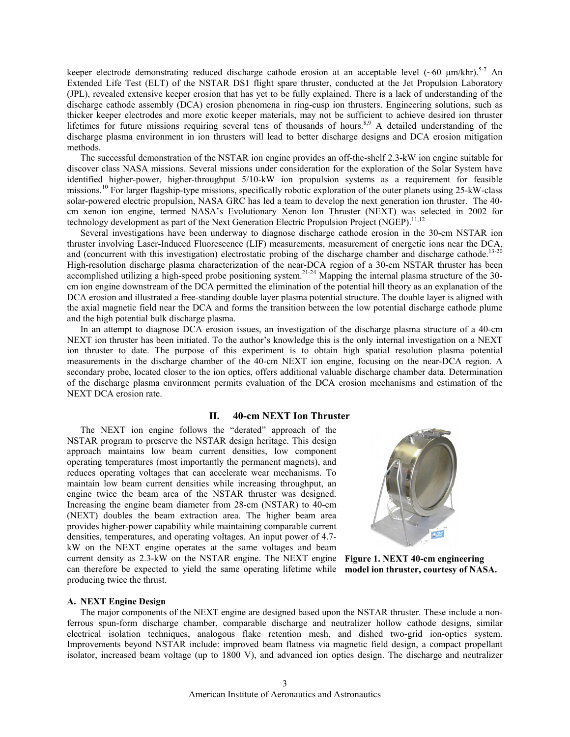keeper electrode demonstrating reduced discharge cathode erosion at an acceptable level (~60 μm/khr).[5-7] An Extended Life Test (ELT) of the NSTAR DS1 flight spare thruster, conducted at the Jet Propulsion Laboratory (JPL), revealed extensive keeper erosion that has yet to be fully explained. There is a lack of understanding of the discharge cathode assembly (DCA) erosion phenomena in ring-cusp ion thrusters. Engineering solutions, such as thicker keeper electrodes and more exotic keeper materials, may not be sufficient to achieve desired ion thruster lifetimes for future missions requiring several tens of thousands of hours.[8,9] A detailed understanding of the discharge plasma environment in ion thrusters will lead to better discharge designs and DCA erosion mitigation methods.

The successful demonstration of the NSTAR ion engine provides an off-the-shelf 2.3-kW ion engine suitable for discover class NASA missions. Several missions under consideration for the exploration of the Solar System have identified higher-power, higher-throughput 5/10-kW ion propulsion systems as a requirement for feasible missions.[10] For larger flagship-type missions, specifically robotic exploration of the outer planets using 25-kW-class solar-powered electric propulsion, NASA GRC has led a team to develop the next generation ion thruster. The 40-cm xenon ion engine, termed NASA's Evolutionary Xenon Ion Thruster (NEXT) was selected in 2002 for technology development as part of the Next Generation Electric Propulsion Project (NGEP).[11,12]

Several investigations have been underway to diagnose discharge cathode erosion in the 30-cm NSTAR ion thruster involving Laser-Induced Fluorescence (LIF) measurements, measurement of energetic ions near the DCA, and (concurrent with this investigation) electrostatic probing of the discharge chamber and discharge cathode.[13-20] High-resolution discharge plasma characterization of the near-DCA region of a 30-cm NSTAR thruster has been accomplished utilizing a high-speed probe positioning system.[21-24] Mapping the internal plasma structure of the 30-cm ion engine downstream of the DCA permitted the elimination of the potential hill theory as an explanation of the DCA erosion and illustrated a free-standing double layer plasma potential structure. The double layer is aligned with the axial magnetic field near the DCA and forms the transition between the low potential discharge cathode plume and the high potential bulk discharge plasma.

In an attempt to diagnose DCA erosion issues, an investigation of the discharge plasma structure of a 40-cm NEXT ion thruster has been initiated. To the author's knowledge this is the only internal investigation on a NEXT ion thruster to date. The purpose of this experiment is to obtain high spatial resolution plasma potential measurements in the discharge chamber of the 40-cm NEXT ion engine, focusing on the near-DCA region. A secondary probe, located closer to the ion optics, offers additional valuable discharge chamber data. Determination of the discharge plasma environment permits evaluation of the DCA erosion mechanisms and estimation of the NEXT DCA erosion rate.

## II. 40-cm NEXT Ion Thruster

The NEXT ion engine follows the "derated" approach of the NSTAR program to preserve the NSTAR design heritage. This design approach maintains low beam current densities, low component operating temperatures (most importantly the permanent magnets), and reduces operating voltages that can accelerate wear mechanisms. To maintain low beam current densities while increasing throughput, an engine twice the beam area of the NSTAR thruster was designed. Increasing the engine beam diameter from 28-cm (NSTAR) to 40-cm (NEXT) doubles the beam extraction area. The higher beam area provides higher-power capability while maintaining comparable current densities, temperatures, and operating voltages. An input power of 4.7-kW on the NEXT engine operates at the same voltages and beam current density as 2.3-kW on the NSTAR engine. The NEXT engine can therefore be expected to yield the same operating lifetime while producing twice the thrust.

**Figure 1. NEXT 40-cm engineering model ion thruster, courtesy of NASA.**

### A. NEXT Engine Design

The major components of the NEXT engine are designed based upon the NSTAR thruster. These include a non-ferrous spun-form discharge chamber, comparable discharge and neutralizer hollow cathode designs, similar electrical isolation techniques, analogous flake retention mesh, and dished two-grid ion-optics system. Improvements beyond NSTAR include: improved beam flatness via magnetic field design, a compact propellant isolator, increased beam voltage (up to 1800 V), and advanced ion optics design. The discharge and neutralizer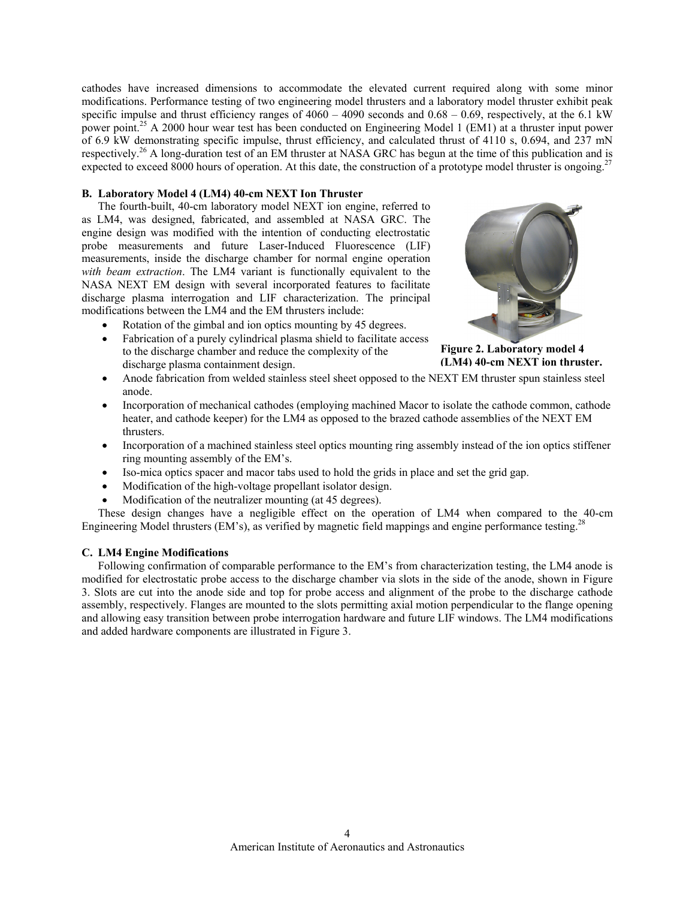cathodes have increased dimensions to accommodate the elevated current required along with some minor modifications. Performance testing of two engineering model thrusters and a laboratory model thruster exhibit peak specific impulse and thrust efficiency ranges of 4060 – 4090 seconds and 0.68 – 0.69, respectively, at the 6.1 kW power point.[25] A 2000 hour wear test has been conducted on Engineering Model 1 (EM1) at a thruster input power of 6.9 kW demonstrating specific impulse, thrust efficiency, and calculated thrust of 4110 s, 0.694, and 237 mN respectively.[26] A long-duration test of an EM thruster at NASA GRC has begun at the time of this publication and is expected to exceed 8000 hours of operation. At this date, the construction of a prototype model thruster is ongoing.[27]

### B. Laboratory Model 4 (LM4) 40-cm NEXT Ion Thruster

The fourth-built, 40-cm laboratory model NEXT ion engine, referred to as LM4, was designed, fabricated, and assembled at NASA GRC. The engine design was modified with the intention of conducting electrostatic probe measurements and future Laser-Induced Fluorescence (LIF) measurements, inside the discharge chamber for normal engine operation *with beam extraction*. The LM4 variant is functionally equivalent to the NASA NEXT EM design with several incorporated features to facilitate discharge plasma interrogation and LIF characterization. The principal modifications between the LM4 and the EM thrusters include:

- Rotation of the gimbal and ion optics mounting by 45 degrees.
- Fabrication of a purely cylindrical plasma shield to facilitate access to the discharge chamber and reduce the complexity of the discharge plasma containment design.
- Anode fabrication from welded stainless steel sheet opposed to the NEXT EM thruster spun stainless steel anode.
- Incorporation of mechanical cathodes (employing machined Macor to isolate the cathode common, cathode heater, and cathode keeper) for the LM4 as opposed to the brazed cathode assemblies of the NEXT EM thrusters.
- Incorporation of a machined stainless steel optics mounting ring assembly instead of the ion optics stiffener ring mounting assembly of the EM's.
- Iso-mica optics spacer and macor tabs used to hold the grids in place and set the grid gap.
- Modification of the high-voltage propellant isolator design.
- Modification of the neutralizer mounting (at 45 degrees).

**Figure 2. Laboratory model 4 (LM4) 40-cm NEXT ion thruster.**

These design changes have a negligible effect on the operation of LM4 when compared to the 40-cm Engineering Model thrusters (EM's), as verified by magnetic field mappings and engine performance testing.[28]

### C. LM4 Engine Modifications

Following confirmation of comparable performance to the EM's from characterization testing, the LM4 anode is modified for electrostatic probe access to the discharge chamber via slots in the side of the anode, shown in Figure 3. Slots are cut into the anode side and top for probe access and alignment of the probe to the discharge cathode assembly, respectively. Flanges are mounted to the slots permitting axial motion perpendicular to the flange opening and allowing easy transition between probe interrogation hardware and future LIF windows. The LM4 modifications and added hardware components are illustrated in Figure 3.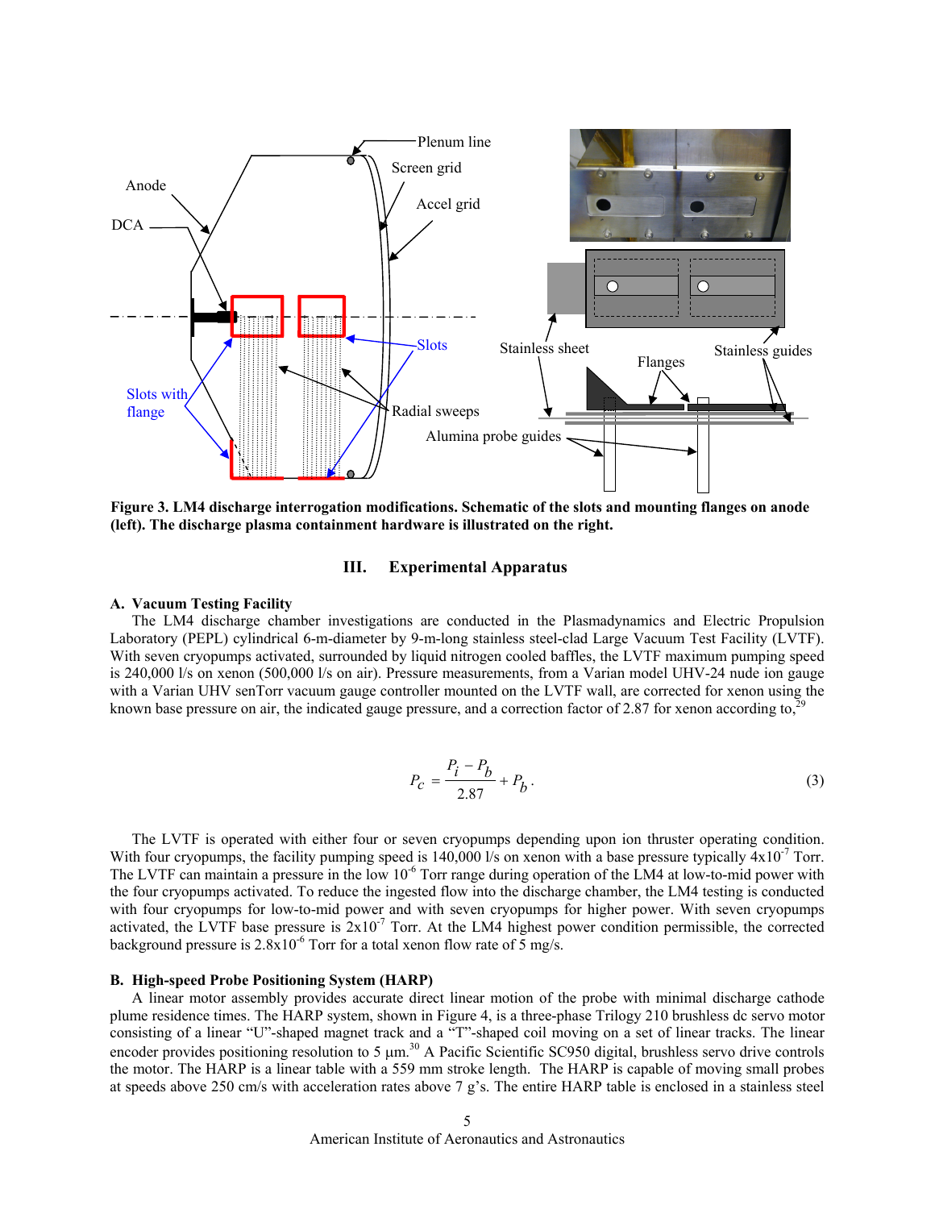**Figure 3. LM4 discharge interrogation modifications. Schematic of the slots and mounting flanges on anode (left). The discharge plasma containment hardware is illustrated on the right.**

## III. Experimental Apparatus

### A. Vacuum Testing Facility

The LM4 discharge chamber investigations are conducted in the Plasmadynamics and Electric Propulsion Laboratory (PEPL) cylindrical 6-m-diameter by 9-m-long stainless steel-clad Large Vacuum Test Facility (LVTF). With seven cryopumps activated, surrounded by liquid nitrogen cooled baffles, the LVTF maximum pumping speed is 240,000 l/s on xenon (500,000 l/s on air). Pressure measurements, from a Varian model UHV-24 nude ion gauge with a Varian UHV senTorr vacuum gauge controller mounted on the LVTF wall, are corrected for xenon using the known base pressure on air, the indicated gauge pressure, and a correction factor of 2.87 for xenon according to,[29]

$$P_c = \frac{P_i - P_b}{2.87} + P_b . \tag{3}$$

The LVTF is operated with either four or seven cryopumps depending upon ion thruster operating condition. With four cryopumps, the facility pumping speed is 140,000 l/s on xenon with a base pressure typically $4\times10^{-7}$ Torr. The LVTF can maintain a pressure in the low $10^{-6}$ Torr range during operation of the LM4 at low-to-mid power with the four cryopumps activated. To reduce the ingested flow into the discharge chamber, the LM4 testing is conducted with four cryopumps for low-to-mid power and with seven cryopumps for higher power. With seven cryopumps activated, the LVTF base pressure is $2\times10^{-7}$ Torr. At the LM4 highest power condition permissible, the corrected background pressure is $2.8\times10^{-6}$ Torr for a total xenon flow rate of 5 mg/s.

### B. High-speed Probe Positioning System (HARP)

A linear motor assembly provides accurate direct linear motion of the probe with minimal discharge cathode plume residence times. The HARP system, shown in Figure 4, is a three-phase Trilogy 210 brushless dc servo motor consisting of a linear "U"-shaped magnet track and a "T"-shaped coil moving on a set of linear tracks. The linear encoder provides positioning resolution to 5 µm.[30] A Pacific Scientific SC950 digital, brushless servo drive controls the motor. The HARP is a linear table with a 559 mm stroke length. The HARP is capable of moving small probes at speeds above 250 cm/s with acceleration rates above 7 g's. The entire HARP table is enclosed in a stainless steel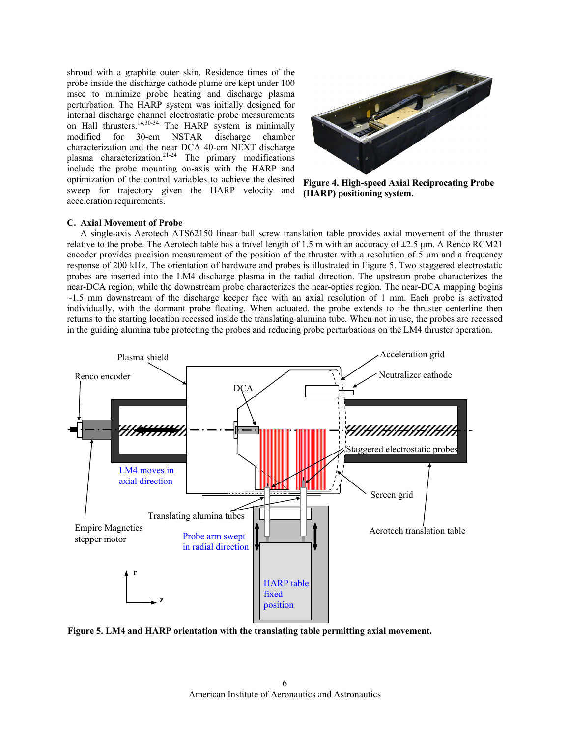shroud with a graphite outer skin. Residence times of the probe inside the discharge cathode plume are kept under 100 msec to minimize probe heating and discharge plasma perturbation. The HARP system was initially designed for internal discharge channel electrostatic probe measurements on Hall thrusters.[14,30-34] The HARP system is minimally modified for 30-cm NSTAR discharge chamber characterization and the near DCA 40-cm NEXT discharge plasma characterization.[21-24] The primary modifications include the probe mounting on-axis with the HARP and optimization of the control variables to achieve the desired sweep for trajectory given the HARP velocity and acceleration requirements.

**Figure 4. High-speed Axial Reciprocating Probe (HARP) positioning system.**

### C. Axial Movement of Probe

A single-axis Aerotech ATS62150 linear ball screw translation table provides axial movement of the thruster relative to the probe. The Aerotech table has a travel length of 1.5 m with an accuracy of ±2.5 μm. A Renco RCM21 encoder provides precision measurement of the position of the thruster with a resolution of 5 μm and a frequency response of 200 kHz. The orientation of hardware and probes is illustrated in Figure 5. Two staggered electrostatic probes are inserted into the LM4 discharge plasma in the radial direction. The upstream probe characterizes the near-DCA region, while the downstream probe characterizes the near-optics region. The near-DCA mapping begins ~1.5 mm downstream of the discharge keeper face with an axial resolution of 1 mm. Each probe is activated individually, with the dormant probe floating. When actuated, the probe extends to the thruster centerline then returns to the starting location recessed inside the translating alumina tube. When not in use, the probes are recessed in the guiding alumina tube protecting the probes and reducing probe perturbations on the LM4 thruster operation.

**Figure 5. LM4 and HARP orientation with the translating table permitting axial movement.**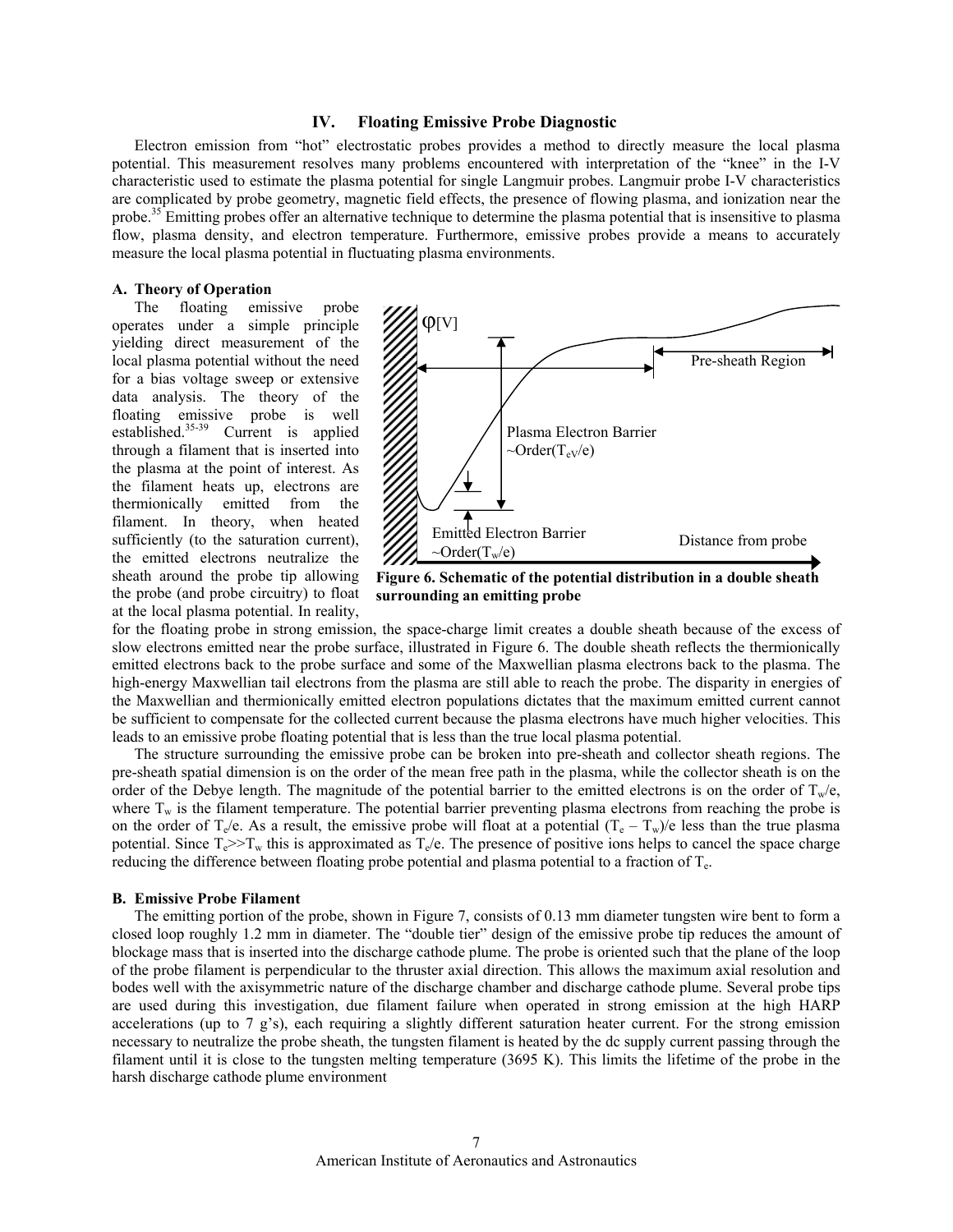## IV. Floating Emissive Probe Diagnostic

Electron emission from "hot" electrostatic probes provides a method to directly measure the local plasma potential. This measurement resolves many problems encountered with interpretation of the "knee" in the I-V characteristic used to estimate the plasma potential for single Langmuir probes. Langmuir probe I-V characteristics are complicated by probe geometry, magnetic field effects, the presence of flowing plasma, and ionization near the probe.[35] Emitting probes offer an alternative technique to determine the plasma potential that is insensitive to plasma flow, plasma density, and electron temperature. Furthermore, emissive probes provide a means to accurately measure the local plasma potential in fluctuating plasma environments.

### A. Theory of Operation

The floating emissive probe operates under a simple principle yielding direct measurement of the local plasma potential without the need for a bias voltage sweep or extensive data analysis. The theory of the floating emissive probe is well established.[35-39] Current is applied through a filament that is inserted into the plasma at the point of interest. As the filament heats up, electrons are thermionically emitted from the filament. In theory, when heated sufficiently (to the saturation current), the emitted electrons neutralize the sheath around the probe tip allowing the probe (and probe circuitry) to float at the local plasma potential. In reality, for the floating probe in strong emission, the space-charge limit creates a double sheath because of the excess of slow electrons emitted near the probe surface, illustrated in Figure 6. The double sheath reflects the thermionically emitted electrons back to the probe surface and some of the Maxwellian plasma electrons back to the plasma. The high-energy Maxwellian tail electrons from the plasma are still able to reach the probe. The disparity in energies of the Maxwellian and thermionically emitted electron populations dictates that the maximum emitted current cannot be sufficient to compensate for the collected current because the plasma electrons have much higher velocities. This leads to an emissive probe floating potential that is less than the true local plasma potential.

φ[V]

Pre-sheath Region

Plasma Electron Barrier ~Order($T_{eV}/e$)

Emitted Electron Barrier ~Order($T_w/e$)

Distance from probe

**Figure 6. Schematic of the potential distribution in a double sheath surrounding an emitting probe**

The structure surrounding the emissive probe can be broken into pre-sheath and collector sheath regions. The pre-sheath spatial dimension is on the order of the mean free path in the plasma, while the collector sheath is on the order of the Debye length. The magnitude of the potential barrier to the emitted electrons is on the order of $T_w/e$, where $T_w$ is the filament temperature. The potential barrier preventing plasma electrons from reaching the probe is on the order of $T_e/e$. As a result, the emissive probe will float at a potential $(T_e - T_w)/e$ less than the true plasma potential. Since $T_e >> T_w$ this is approximated as $T_e/e$. The presence of positive ions helps to cancel the space charge reducing the difference between floating probe potential and plasma potential to a fraction of $T_e$.

### B. Emissive Probe Filament

The emitting portion of the probe, shown in Figure 7, consists of 0.13 mm diameter tungsten wire bent to form a closed loop roughly 1.2 mm in diameter. The "double tier" design of the emissive probe tip reduces the amount of blockage mass that is inserted into the discharge cathode plume. The probe is oriented such that the plane of the loop of the probe filament is perpendicular to the thruster axial direction. This allows the maximum axial resolution and bodes well with the axisymmetric nature of the discharge chamber and discharge cathode plume. Several probe tips are used during this investigation, due filament failure when operated in strong emission at the high HARP accelerations (up to 7 g's), each requiring a slightly different saturation heater current. For the strong emission necessary to neutralize the probe sheath, the tungsten filament is heated by the dc supply current passing through the filament until it is close to the tungsten melting temperature (3695 K). This limits the lifetime of the probe in the harsh discharge cathode plume environment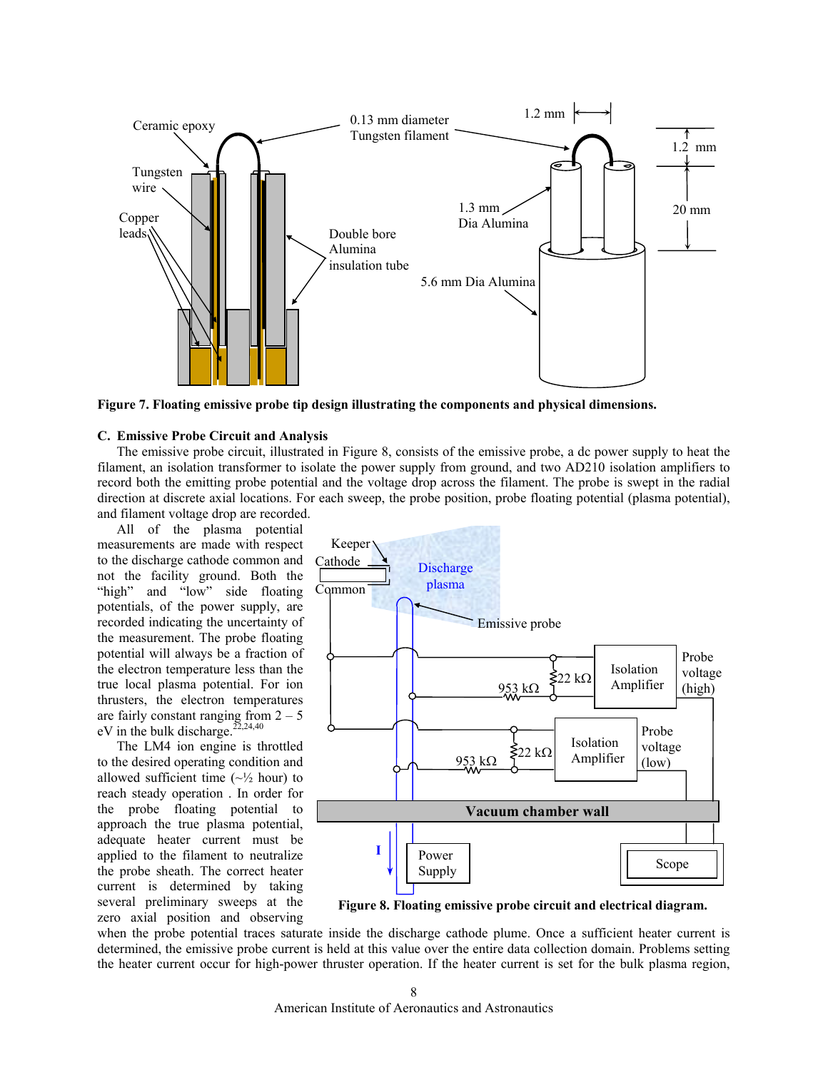Figure 7. Floating emissive probe tip design illustrating the components and physical dimensions.

### C. Emissive Probe Circuit and Analysis

The emissive probe circuit, illustrated in Figure 8, consists of the emissive probe, a dc power supply to heat the filament, an isolation transformer to isolate the power supply from ground, and two AD210 isolation amplifiers to record both the emitting probe potential and the voltage drop across the filament. The probe is swept in the radial direction at discrete axial locations. For each sweep, the probe position, probe floating potential (plasma potential), and filament voltage drop are recorded.

All of the plasma potential measurements are made with respect to the discharge cathode common and not the facility ground. Both the "high" and "low" side floating potentials, of the power supply, are recorded indicating the uncertainty of the measurement. The probe floating potential will always be a fraction of the electron temperature less than the true local plasma potential. For ion thrusters, the electron temperatures are fairly constant ranging from 2 – 5 eV in the bulk discharge.[22,24,40]

The LM4 ion engine is throttled to the desired operating condition and allowed sufficient time (~½ hour) to reach steady operation . In order for the probe floating potential to approach the true plasma potential, adequate heater current must be applied to the filament to neutralize the probe sheath. The correct heater current is determined by taking several preliminary sweeps at the zero axial position and observing when the probe potential traces saturate inside the discharge cathode plume. Once a sufficient heater current is determined, the emissive probe current is held at this value over the entire data collection domain. Problems setting the heater current occur for high-power thruster operation. If the heater current is set for the bulk plasma region,

Figure 8. Floating emissive probe circuit and electrical diagram.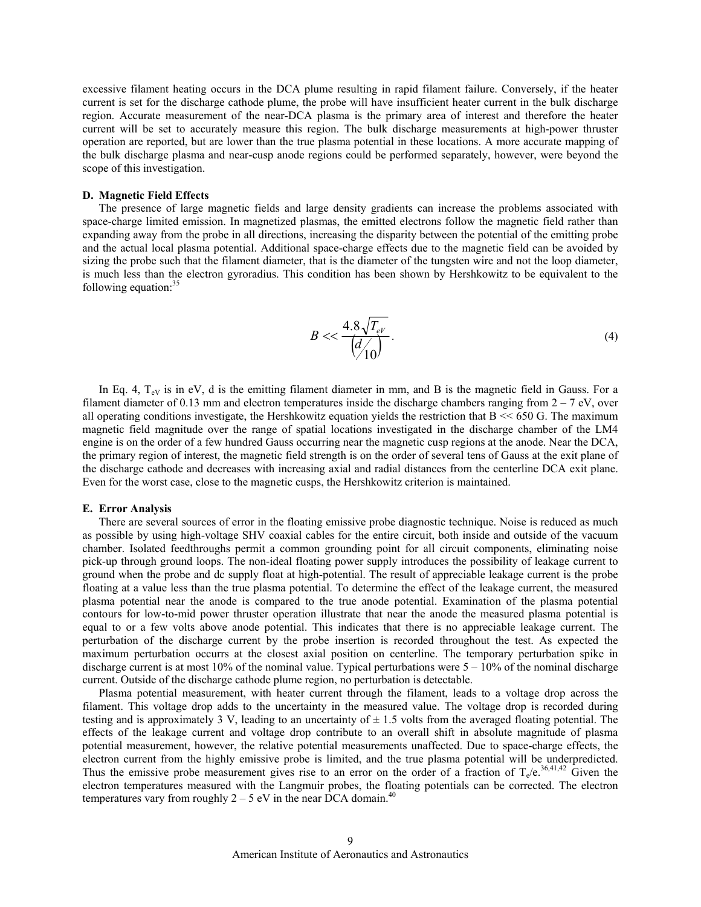excessive filament heating occurs in the DCA plume resulting in rapid filament failure. Conversely, if the heater current is set for the discharge cathode plume, the probe will have insufficient heater current in the bulk discharge region. Accurate measurement of the near-DCA plasma is the primary area of interest and therefore the heater current will be set to accurately measure this region. The bulk discharge measurements at high-power thruster operation are reported, but are lower than the true plasma potential in these locations. A more accurate mapping of the bulk discharge plasma and near-cusp anode regions could be performed separately, however, were beyond the scope of this investigation.

### D. Magnetic Field Effects

The presence of large magnetic fields and large density gradients can increase the problems associated with space-charge limited emission. In magnetized plasmas, the emitted electrons follow the magnetic field rather than expanding away from the probe in all directions, increasing the disparity between the potential of the emitting probe and the actual local plasma potential. Additional space-charge effects due to the magnetic field can be avoided by sizing the probe such that the filament diameter, that is the diameter of the tungsten wire and not the loop diameter, is much less than the electron gyroradius. This condition has been shown by Hershkowitz to be equivalent to the following equation:[35]

$$B << \frac{4.8\sqrt{T_{eV}}}{\left(d/10\right)}. \tag{4}$$

In Eq. 4, $T_{eV}$ is in eV, d is the emitting filament diameter in mm, and B is the magnetic field in Gauss. For a filament diameter of 0.13 mm and electron temperatures inside the discharge chambers ranging from 2 – 7 eV, over all operating conditions investigate, the Hershkowitz equation yields the restriction that B << 650 G. The maximum magnetic field magnitude over the range of spatial locations investigated in the discharge chamber of the LM4 engine is on the order of a few hundred Gauss occurring near the magnetic cusp regions at the anode. Near the DCA, the primary region of interest, the magnetic field strength is on the order of several tens of Gauss at the exit plane of the discharge cathode and decreases with increasing axial and radial distances from the centerline DCA exit plane. Even for the worst case, close to the magnetic cusps, the Hershkowitz criterion is maintained.

### E. Error Analysis

There are several sources of error in the floating emissive probe diagnostic technique. Noise is reduced as much as possible by using high-voltage SHV coaxial cables for the entire circuit, both inside and outside of the vacuum chamber. Isolated feedthroughs permit a common grounding point for all circuit components, eliminating noise pick-up through ground loops. The non-ideal floating power supply introduces the possibility of leakage current to ground when the probe and dc supply float at high-potential. The result of appreciable leakage current is the probe floating at a value less than the true plasma potential. To determine the effect of the leakage current, the measured plasma potential near the anode is compared to the true anode potential. Examination of the plasma potential contours for low-to-mid power thruster operation illustrate that near the anode the measured plasma potential is equal to or a few volts above anode potential. This indicates that there is no appreciable leakage current. The perturbation of the discharge current by the probe insertion is recorded throughout the test. As expected the maximum perturbation occurrs at the closest axial position on centerline. The temporary perturbation spike in discharge current is at most 10% of the nominal value. Typical perturbations were 5 – 10% of the nominal discharge current. Outside of the discharge cathode plume region, no perturbation is detectable.

Plasma potential measurement, with heater current through the filament, leads to a voltage drop across the filament. This voltage drop adds to the uncertainty in the measured value. The voltage drop is recorded during testing and is approximately 3 V, leading to an uncertainty of ± 1.5 volts from the averaged floating potential. The effects of the leakage current and voltage drop contribute to an overall shift in absolute magnitude of plasma potential measurement, however, the relative potential measurements unaffected. Due to space-charge effects, the electron current from the highly emissive probe is limited, and the true plasma potential will be underpredicted. Thus the emissive probe measurement gives rise to an error on the order of a fraction of $T_e/e$.[36,41,42] Given the electron temperatures measured with the Langmuir probes, the floating potentials can be corrected. The electron temperatures vary from roughly 2 – 5 eV in the near DCA domain.[40]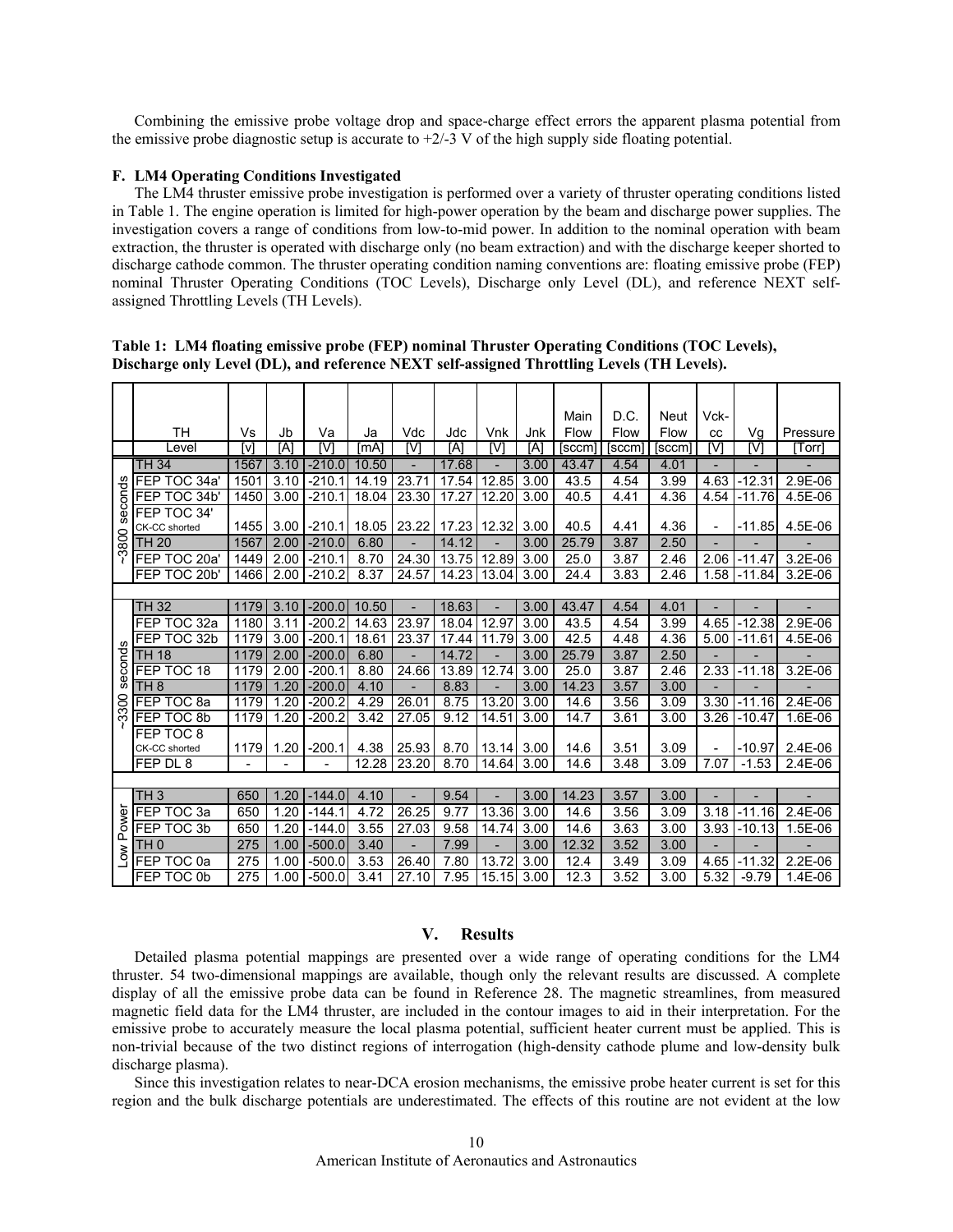Combining the emissive probe voltage drop and space-charge effect errors the apparent plasma potential from the emissive probe diagnostic setup is accurate to +2/-3 V of the high supply side floating potential.

### F. LM4 Operating Conditions Investigated

The LM4 thruster emissive probe investigation is performed over a variety of thruster operating conditions listed in Table 1. The engine operation is limited for high-power operation by the beam and discharge power supplies. The investigation covers a range of conditions from low-to-mid power. In addition to the nominal operation with beam extraction, the thruster is operated with discharge only (no beam extraction) and with the discharge keeper shorted to discharge cathode common. The thruster operating condition naming conventions are: floating emissive probe (FEP) nominal Thruster Operating Conditions (TOC Levels), Discharge only Level (DL), and reference NEXT self-assigned Throttling Levels (TH Levels).

**Table 1: LM4 floating emissive probe (FEP) nominal Thruster Operating Conditions (TOC Levels), Discharge only Level (DL), and reference NEXT self-assigned Throttling Levels (TH Levels).**

| | TH Level | Vs [v] | Jb [A] | Va [V] | Ja [mA] | Vdc [V] | Jdc [A] | Vnk [V] | Jnk [A] | Main Flow [sccm] | D.C. Flow [sccm] | Neut Flow [sccm] | Vck-cc [V] | Vg [V] | Pressure [Torr] |
|---|---|---|---|---|---|---|---|---|---|---|---|---|---|---|---|
| ~3800 seconds | TH 34 | 1567 | 3.10 | -210.0 | 10.50 | - | 17.68 | - | 3.00 | 43.47 | 4.54 | 4.01 | - | - | - |
| | FEP TOC 34a' | 1501 | 3.10 | -210.1 | 14.19 | 23.71 | 17.54 | 12.85 | 3.00 | 43.5 | 4.54 | 3.99 | 4.63 | -12.31 | 2.9E-06 |
| | FEP TOC 34b' | 1450 | 3.00 | -210.1 | 18.04 | 23.30 | 17.27 | 12.20 | 3.00 | 40.5 | 4.41 | 4.36 | 4.54 | -11.76 | 4.5E-06 |
| | FEP TOC 34' CK-CC shorted | 1455 | 3.00 | -210.1 | 18.05 | 23.22 | 17.23 | 12.32 | 3.00 | 40.5 | 4.41 | 4.36 | - | -11.85 | 4.5E-06 |
| | TH 20 | 1567 | 2.00 | -210.0 | 6.80 | - | 14.12 | - | 3.00 | 25.79 | 3.87 | 2.50 | - | - | - |
| | FEP TOC 20a' | 1449 | 2.00 | -210.1 | 8.70 | 24.30 | 13.75 | 12.89 | 3.00 | 25.0 | 3.87 | 2.46 | 2.06 | -11.47 | 3.2E-06 |
| | FEP TOC 20b' | 1466 | 2.00 | -210.2 | 8.37 | 24.57 | 14.23 | 13.04 | 3.00 | 24.4 | 3.83 | 2.46 | 1.58 | -11.84 | 3.2E-06 |
| | | | | | | | | | | | | | | | |
| ~3300 seconds | TH 32 | 1179 | 3.10 | -200.0 | 10.50 | - | 18.63 | - | 3.00 | 43.47 | 4.54 | 4.01 | - | - | - |
| | FEP TOC 32a | 1180 | 3.11 | -200.2 | 14.63 | 23.97 | 18.04 | 12.97 | 3.00 | 43.5 | 4.54 | 3.99 | 4.65 | -12.38 | 2.9E-06 |
| | FEP TOC 32b | 1179 | 3.00 | -200.1 | 18.61 | 23.37 | 17.44 | 11.79 | 3.00 | 42.5 | 4.48 | 4.36 | 5.00 | -11.61 | 4.5E-06 |
| | TH 18 | 1179 | 2.00 | -200.0 | 6.80 | - | 14.72 | - | 3.00 | 25.79 | 3.87 | 2.50 | - | - | - |
| | FEP TOC 18 | 1179 | 2.00 | -200.1 | 8.80 | 24.66 | 13.89 | 12.74 | 3.00 | 25.0 | 3.87 | 2.46 | 2.33 | -11.18 | 3.2E-06 |
| | TH 8 | 1179 | 1.20 | -200.0 | 4.10 | - | 8.83 | - | 3.00 | 14.23 | 3.57 | 3.00 | - | - | - |
| | FEP TOC 8a | 1179 | 1.20 | -200.2 | 4.29 | 26.01 | 8.75 | 13.20 | 3.00 | 14.6 | 3.56 | 3.09 | 3.30 | -11.16 | 2.4E-06 |
| | FEP TOC 8b | 1179 | 1.20 | -200.2 | 3.42 | 27.05 | 9.12 | 14.51 | 3.00 | 14.7 | 3.61 | 3.00 | 3.26 | -10.47 | 1.6E-06 |
| | FEP TOC 8 CK-CC shorted | 1179 | 1.20 | -200.1 | 4.38 | 25.93 | 8.70 | 13.14 | 3.00 | 14.6 | 3.51 | 3.09 | - | -10.97 | 2.4E-06 |
| | FEP DL 8 | - | - | - | 12.28 | 23.20 | 8.70 | 14.64 | 3.00 | 14.6 | 3.48 | 3.09 | 7.07 | -1.53 | 2.4E-06 |
| | | | | | | | | | | | | | | | |
| Low Power | TH 3 | 650 | 1.20 | -144.0 | 4.10 | - | 9.54 | - | 3.00 | 14.23 | 3.57 | 3.00 | - | - | - |
| | FEP TOC 3a | 650 | 1.20 | -144.1 | 4.72 | 26.25 | 9.77 | 13.36 | 3.00 | 14.6 | 3.56 | 3.09 | 3.18 | -11.16 | 2.4E-06 |
| | FEP TOC 3b | 650 | 1.20 | -144.0 | 3.55 | 27.03 | 9.58 | 14.74 | 3.00 | 14.6 | 3.63 | 3.00 | 3.93 | -10.13 | 1.5E-06 |
| | TH 0 | 275 | 1.00 | -500.0 | 3.40 | - | 7.99 | - | 3.00 | 12.32 | 3.52 | 3.00 | - | - | - |
| | FEP TOC 0a | 275 | 1.00 | -500.0 | 3.53 | 26.40 | 7.80 | 13.72 | 3.00 | 12.4 | 3.49 | 3.09 | 4.65 | -11.32 | 2.2E-06 |
| | FEP TOC 0b | 275 | 1.00 | -500.0 | 3.41 | 27.10 | 7.95 | 15.15 | 3.00 | 12.3 | 3.52 | 3.00 | 5.32 | -9.79 | 1.4E-06 |

## V. Results

Detailed plasma potential mappings are presented over a wide range of operating conditions for the LM4 thruster. 54 two-dimensional mappings are available, though only the relevant results are discussed. A complete display of all the emissive probe data can be found in Reference 28. The magnetic streamlines, from measured magnetic field data for the LM4 thruster, are included in the contour images to aid in their interpretation. For the emissive probe to accurately measure the local plasma potential, sufficient heater current must be applied. This is non-trivial because of the two distinct regions of interrogation (high-density cathode plume and low-density bulk discharge plasma).

Since this investigation relates to near-DCA erosion mechanisms, the emissive probe heater current is set for this region and the bulk discharge potentials are underestimated. The effects of this routine are not evident at the low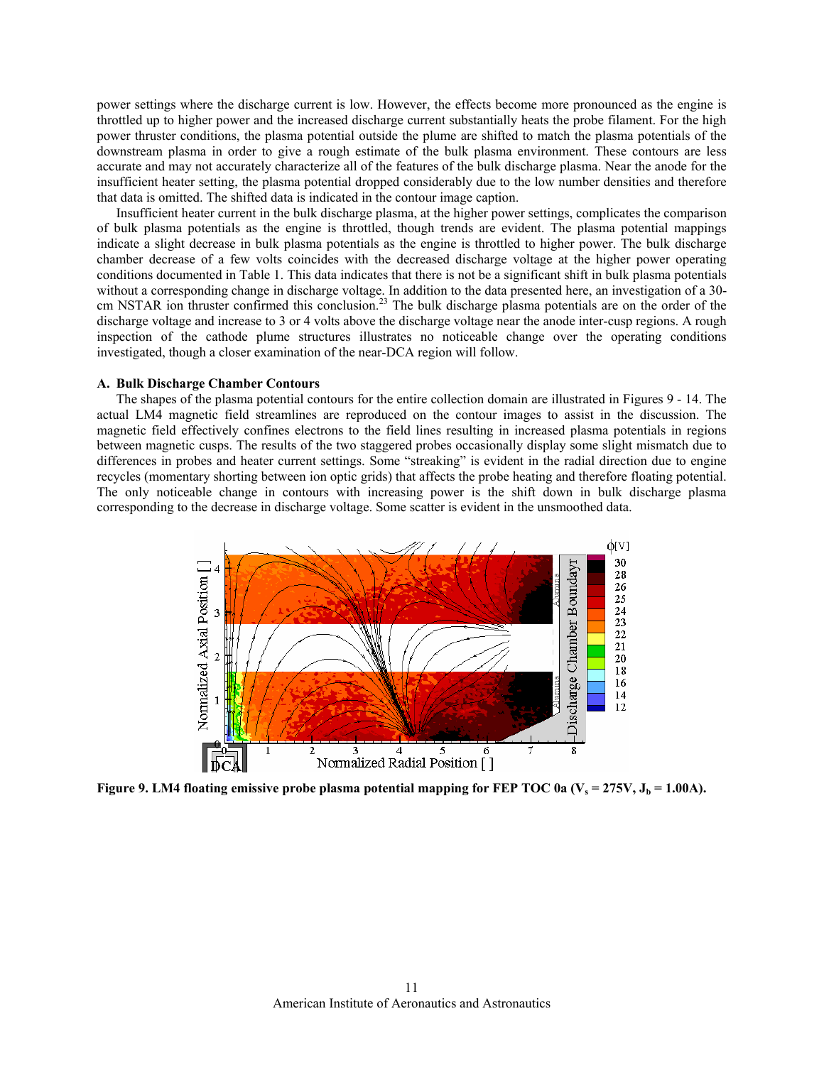power settings where the discharge current is low. However, the effects become more pronounced as the engine is throttled up to higher power and the increased discharge current substantially heats the probe filament. For the high power thruster conditions, the plasma potential outside the plume are shifted to match the plasma potentials of the downstream plasma in order to give a rough estimate of the bulk plasma environment. These contours are less accurate and may not accurately characterize all of the features of the bulk discharge plasma. Near the anode for the insufficient heater setting, the plasma potential dropped considerably due to the low number densities and therefore that data is omitted. The shifted data is indicated in the contour image caption.

Insufficient heater current in the bulk discharge plasma, at the higher power settings, complicates the comparison of bulk plasma potentials as the engine is throttled, though trends are evident. The plasma potential mappings indicate a slight decrease in bulk plasma potentials as the engine is throttled to higher power. The bulk discharge chamber decrease of a few volts coincides with the decreased discharge voltage at the higher power operating conditions documented in Table 1. This data indicates that there is not be a significant shift in bulk plasma potentials without a corresponding change in discharge voltage. In addition to the data presented here, an investigation of a 30-cm NSTAR ion thruster confirmed this conclusion.[23] The bulk discharge plasma potentials are on the order of the discharge voltage and increase to 3 or 4 volts above the discharge voltage near the anode inter-cusp regions. A rough inspection of the cathode plume structures illustrates no noticeable change over the operating conditions investigated, though a closer examination of the near-DCA region will follow.

### A. Bulk Discharge Chamber Contours

The shapes of the plasma potential contours for the entire collection domain are illustrated in Figures 9 - 14. The actual LM4 magnetic field streamlines are reproduced on the contour images to assist in the discussion. The magnetic field effectively confines electrons to the field lines resulting in increased plasma potentials in regions between magnetic cusps. The results of the two staggered probes occasionally display some slight mismatch due to differences in probes and heater current settings. Some "streaking" is evident in the radial direction due to engine recycles (momentary shorting between ion optic grids) that affects the probe heating and therefore floating potential. The only noticeable change in contours with increasing power is the shift down in bulk discharge plasma corresponding to the decrease in discharge voltage. Some scatter is evident in the unsmoothed data.

**Figure 9. LM4 floating emissive probe plasma potential mapping for FEP TOC 0a ($V_s$ = 275V, $J_b$ = 1.00A).**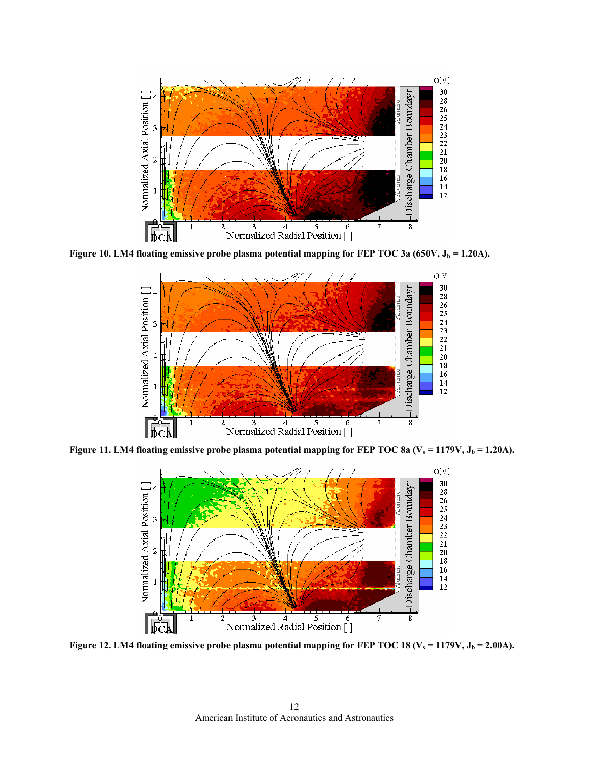**Figure 10. LM4 floating emissive probe plasma potential mapping for FEP TOC 3a (650V, $J_b$ = 1.20A).**

**Figure 11. LM4 floating emissive probe plasma potential mapping for FEP TOC 8a ($V_s$ = 1179V, $J_b$ = 1.20A).**

**Figure 12. LM4 floating emissive probe plasma potential mapping for FEP TOC 18 ($V_s$ = 1179V, $J_b$ = 2.00A).**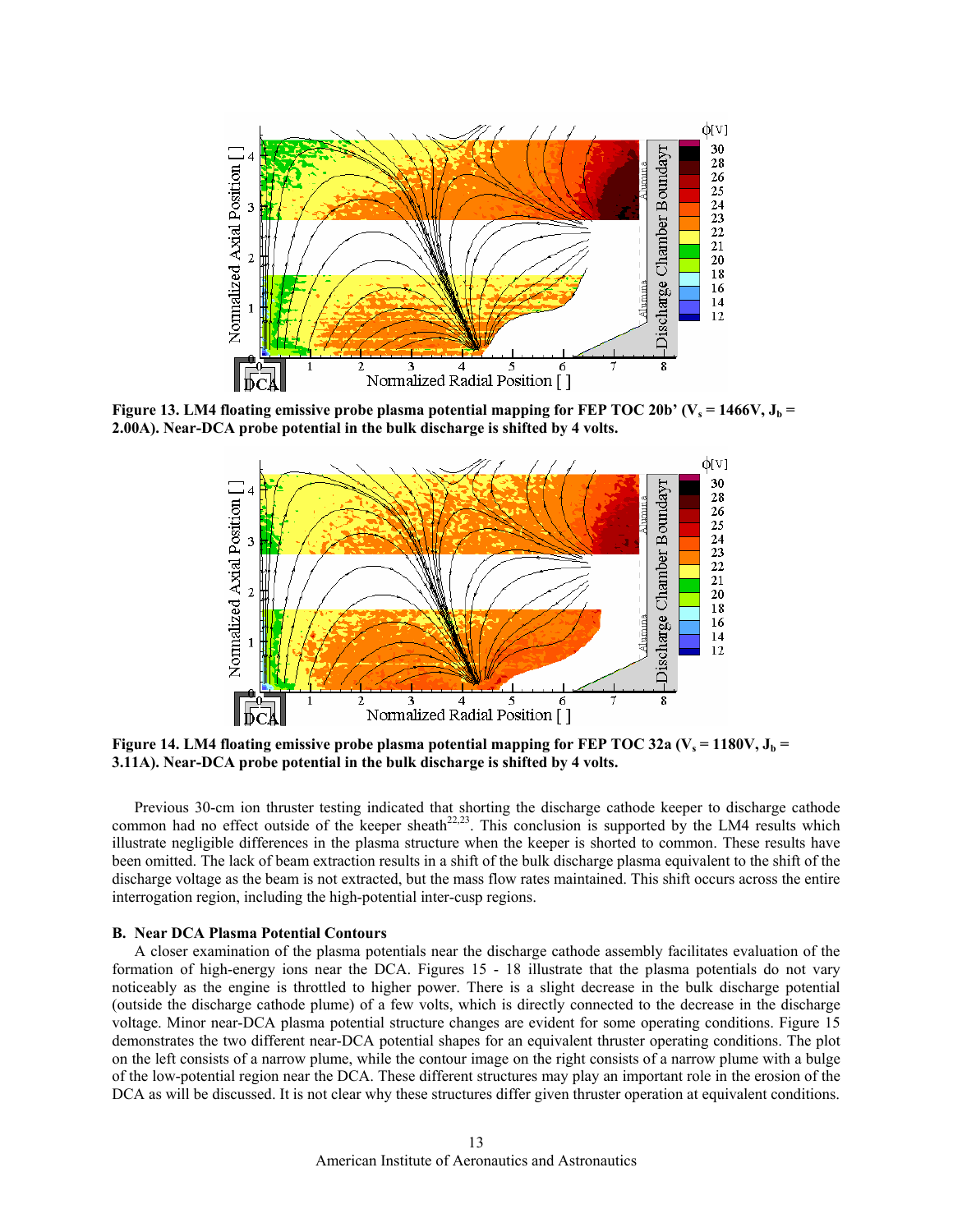**Figure 13. LM4 floating emissive probe plasma potential mapping for FEP TOC 20b' ($V_s$ = 1466V, $J_b$ = 2.00A). Near-DCA probe potential in the bulk discharge is shifted by 4 volts.**

**Figure 14. LM4 floating emissive probe plasma potential mapping for FEP TOC 32a ($V_s$ = 1180V, $J_b$ = 3.11A). Near-DCA probe potential in the bulk discharge is shifted by 4 volts.**

Previous 30-cm ion thruster testing indicated that shorting the discharge cathode keeper to discharge cathode common had no effect outside of the keeper sheath[22,23]. This conclusion is supported by the LM4 results which illustrate negligible differences in the plasma structure when the keeper is shorted to common. These results have been omitted. The lack of beam extraction results in a shift of the bulk discharge plasma equivalent to the shift of the discharge voltage as the beam is not extracted, but the mass flow rates maintained. This shift occurs across the entire interrogation region, including the high-potential inter-cusp regions.

### B. Near DCA Plasma Potential Contours

A closer examination of the plasma potentials near the discharge cathode assembly facilitates evaluation of the formation of high-energy ions near the DCA. Figures 15 - 18 illustrate that the plasma potentials do not vary noticeably as the engine is throttled to higher power. There is a slight decrease in the bulk discharge potential (outside the discharge cathode plume) of a few volts, which is directly connected to the decrease in the discharge voltage. Minor near-DCA plasma potential structure changes are evident for some operating conditions. Figure 15 demonstrates the two different near-DCA potential shapes for an equivalent thruster operating conditions. The plot on the left consists of a narrow plume, while the contour image on the right consists of a narrow plume with a bulge of the low-potential region near the DCA. These different structures may play an important role in the erosion of the DCA as will be discussed. It is not clear why these structures differ given thruster operation at equivalent conditions.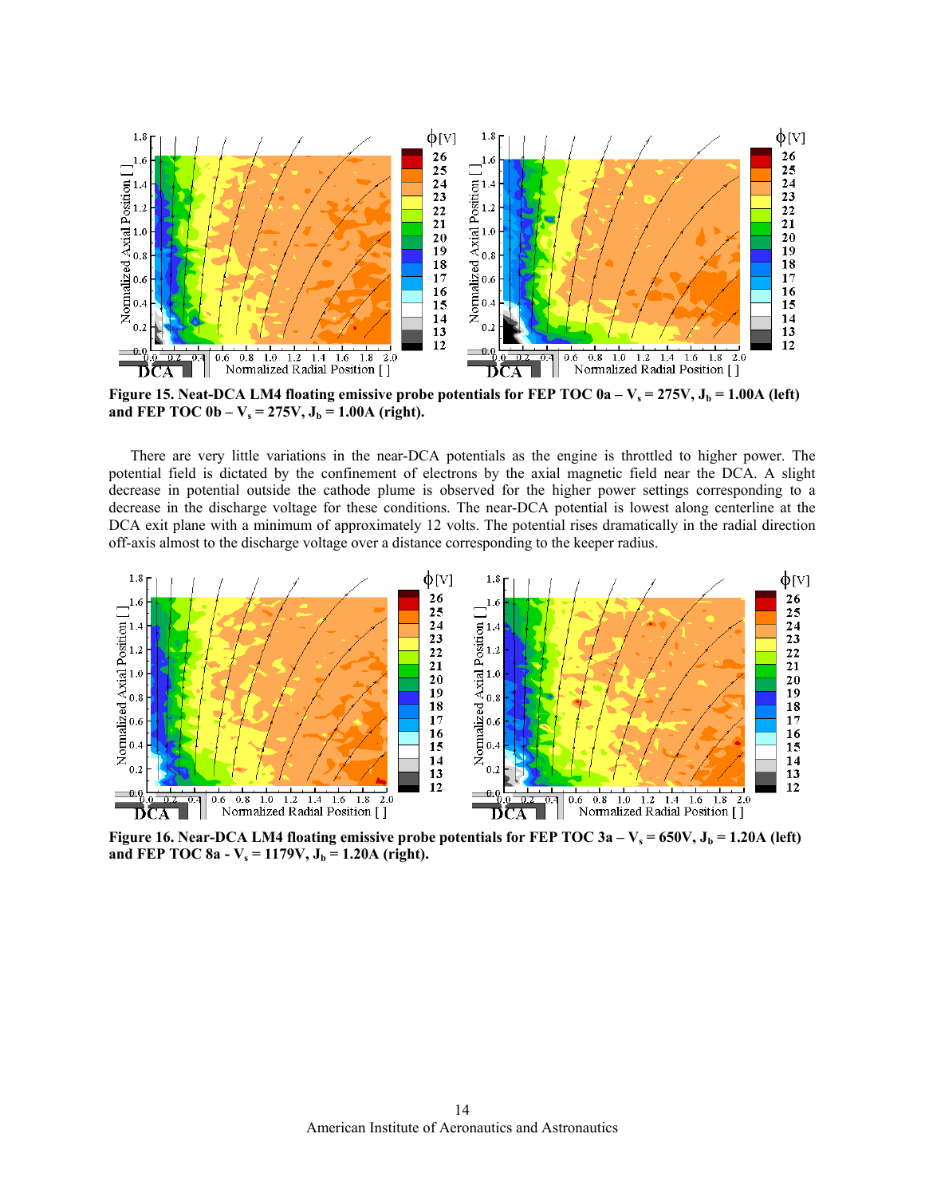**Figure 15. Neat-DCA LM4 floating emissive probe potentials for FEP TOC 0a – $V_s$ = 275V, $J_b$ = 1.00A (left) and FEP TOC 0b – $V_s$ = 275V, $J_b$ = 1.00A (right).**

There are very little variations in the near-DCA potentials as the engine is throttled to higher power. The potential field is dictated by the confinement of electrons by the axial magnetic field near the DCA. A slight decrease in potential outside the cathode plume is observed for the higher power settings corresponding to a decrease in the discharge voltage for these conditions. The near-DCA potential is lowest along centerline at the DCA exit plane with a minimum of approximately 12 volts. The potential rises dramatically in the radial direction off-axis almost to the discharge voltage over a distance corresponding to the keeper radius.

**Figure 16. Near-DCA LM4 floating emissive probe potentials for FEP TOC 3a – $V_s$ = 650V, $J_b$ = 1.20A (left) and FEP TOC 8a - $V_s$ = 1179V, $J_b$ = 1.20A (right).**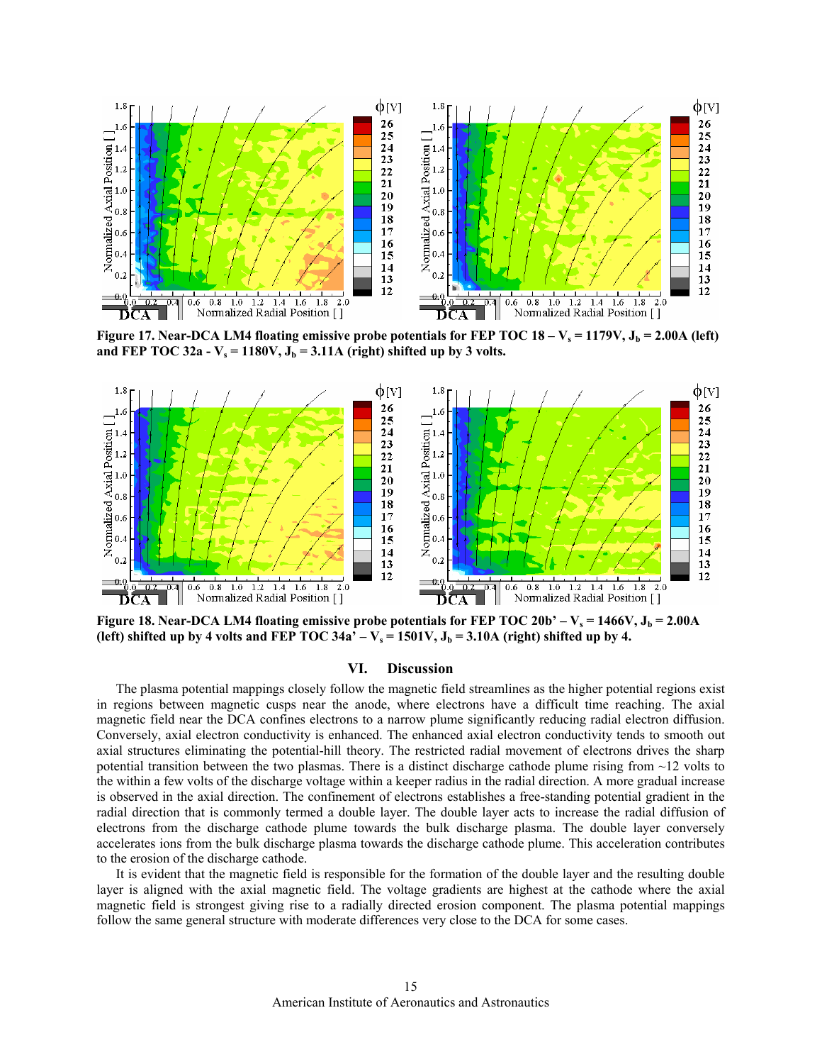**Figure 17. Near-DCA LM4 floating emissive probe potentials for FEP TOC 18 – $V_s$ = 1179V, $J_b$ = 2.00A (left) and FEP TOC 32a - $V_s$ = 1180V, $J_b$ = 3.11A (right) shifted up by 3 volts.**

**Figure 18. Near-DCA LM4 floating emissive probe potentials for FEP TOC 20b' – $V_s$ = 1466V, $J_b$ = 2.00A (left) shifted up by 4 volts and FEP TOC 34a' – $V_s$ = 1501V, $J_b$ = 3.10A (right) shifted up by 4.**

## VI. Discussion

The plasma potential mappings closely follow the magnetic field streamlines as the higher potential regions exist in regions between magnetic cusps near the anode, where electrons have a difficult time reaching. The axial magnetic field near the DCA confines electrons to a narrow plume significantly reducing radial electron diffusion. Conversely, axial electron conductivity is enhanced. The enhanced axial electron conductivity tends to smooth out axial structures eliminating the potential-hill theory. The restricted radial movement of electrons drives the sharp potential transition between the two plasmas. There is a distinct discharge cathode plume rising from ~12 volts to the within a few volts of the discharge voltage within a keeper radius in the radial direction. A more gradual increase is observed in the axial direction. The confinement of electrons establishes a free-standing potential gradient in the radial direction that is commonly termed a double layer. The double layer acts to increase the radial diffusion of electrons from the discharge cathode plume towards the bulk discharge plasma. The double layer conversely accelerates ions from the bulk discharge plasma towards the discharge cathode plume. This acceleration contributes to the erosion of the discharge cathode.

It is evident that the magnetic field is responsible for the formation of the double layer and the resulting double layer is aligned with the axial magnetic field. The voltage gradients are highest at the cathode where the axial magnetic field is strongest giving rise to a radially directed erosion component. The plasma potential mappings follow the same general structure with moderate differences very close to the DCA for some cases.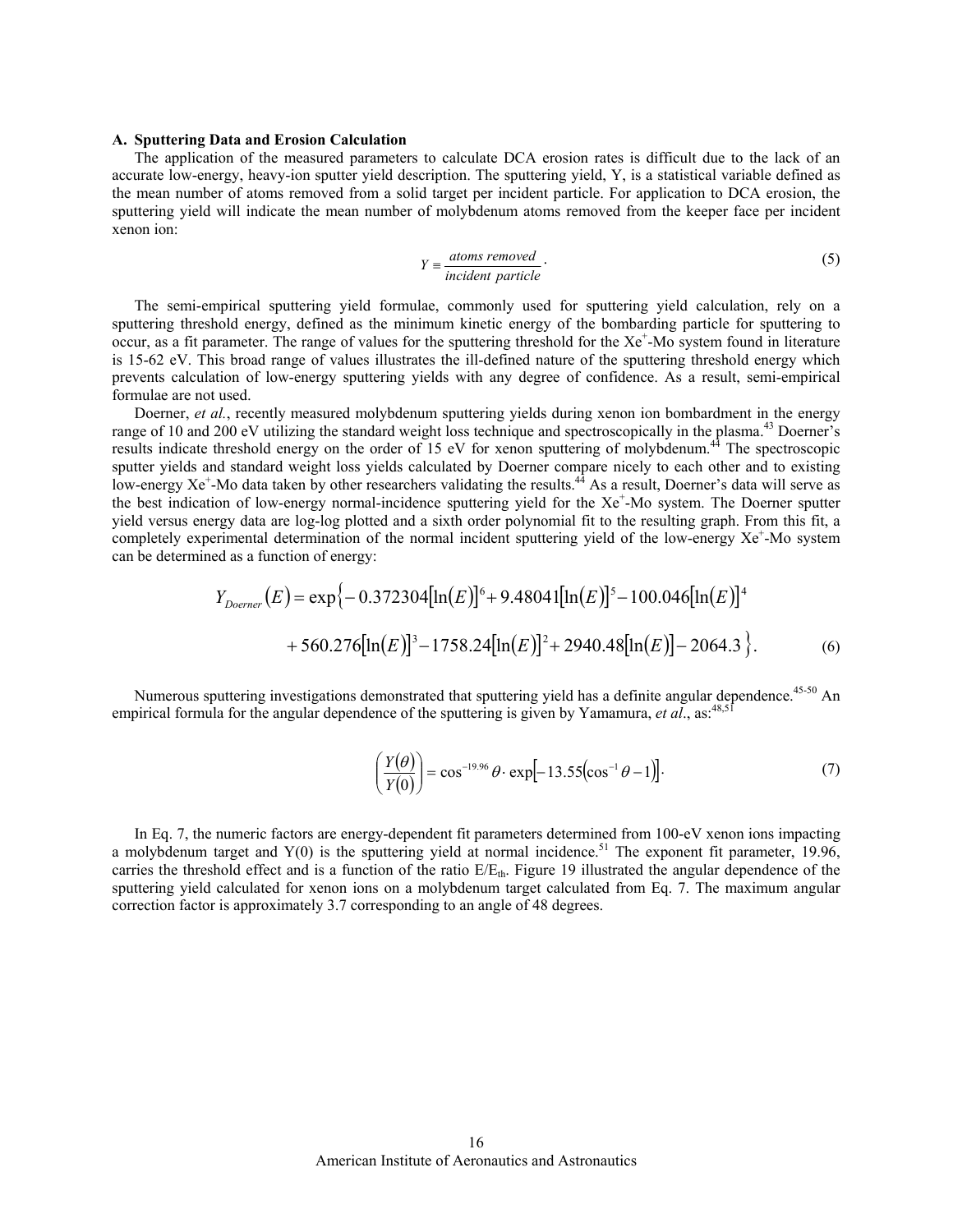### A. Sputtering Data and Erosion Calculation

The application of the measured parameters to calculate DCA erosion rates is difficult due to the lack of an accurate low-energy, heavy-ion sputter yield description. The sputtering yield, Y, is a statistical variable defined as the mean number of atoms removed from a solid target per incident particle. For application to DCA erosion, the sputtering yield will indicate the mean number of molybdenum atoms removed from the keeper face per incident xenon ion:

$$Y \equiv \frac{atoms\ removed}{incident\ particle}. \tag{5}$$

The semi-empirical sputtering yield formulae, commonly used for sputtering yield calculation, rely on a sputtering threshold energy, defined as the minimum kinetic energy of the bombarding particle for sputtering to occur, as a fit parameter. The range of values for the sputtering threshold for the $Xe^{+}$-Mo system found in literature is 15-62 eV. This broad range of values illustrates the ill-defined nature of the sputtering threshold energy which prevents calculation of low-energy sputtering yields with any degree of confidence. As a result, semi-empirical formulae are not used.

Doerner, *et al.*, recently measured molybdenum sputtering yields during xenon ion bombardment in the energy range of 10 and 200 eV utilizing the standard weight loss technique and spectroscopically in the plasma.[43] Doerner's results indicate threshold energy on the order of 15 eV for xenon sputtering of molybdenum.[44] The spectroscopic sputter yields and standard weight loss yields calculated by Doerner compare nicely to each other and to existing low-energy $Xe^{+}$-Mo data taken by other researchers validating the results.[44] As a result, Doerner's data will serve as the best indication of low-energy normal-incidence sputtering yield for the $Xe^{+}$-Mo system. The Doerner sputter yield versus energy data are log-log plotted and a sixth order polynomial fit to the resulting graph. From this fit, a completely experimental determination of the normal incident sputtering yield of the low-energy $Xe^{+}$-Mo system can be determined as a function of energy:

$$\begin{aligned} Y_{Doerner}(E) = \exp\{&-0.372304[\ln(E)]^6 + 9.48041[\ln(E)]^5 - 100.046[\ln(E)]^4 \\ &+ 560.276[\ln(E)]^3 - 1758.24[\ln(E)]^2 + 2940.48[\ln(E)] - 2064.3\}. \end{aligned} \tag{6}$$

Numerous sputtering investigations demonstrated that sputtering yield has a definite angular dependence.[45-50] An empirical formula for the angular dependence of the sputtering is given by Yamamura, *et al*., as:[48,51]

$$\left(\frac{Y(\theta)}{Y(0)}\right) = \cos^{-19.96}\theta \cdot \exp\left[-13.55\left(\cos^{-1}\theta - 1\right)\right]. \tag{7}$$

In Eq. 7, the numeric factors are energy-dependent fit parameters determined from 100-eV xenon ions impacting a molybdenum target and Y(0) is the sputtering yield at normal incidence.[51] The exponent fit parameter, 19.96, carries the threshold effect and is a function of the ratio $E/E_{th}$. Figure 19 illustrated the angular dependence of the sputtering yield calculated for xenon ions on a molybdenum target calculated from Eq. 7. The maximum angular correction factor is approximately 3.7 corresponding to an angle of 48 degrees.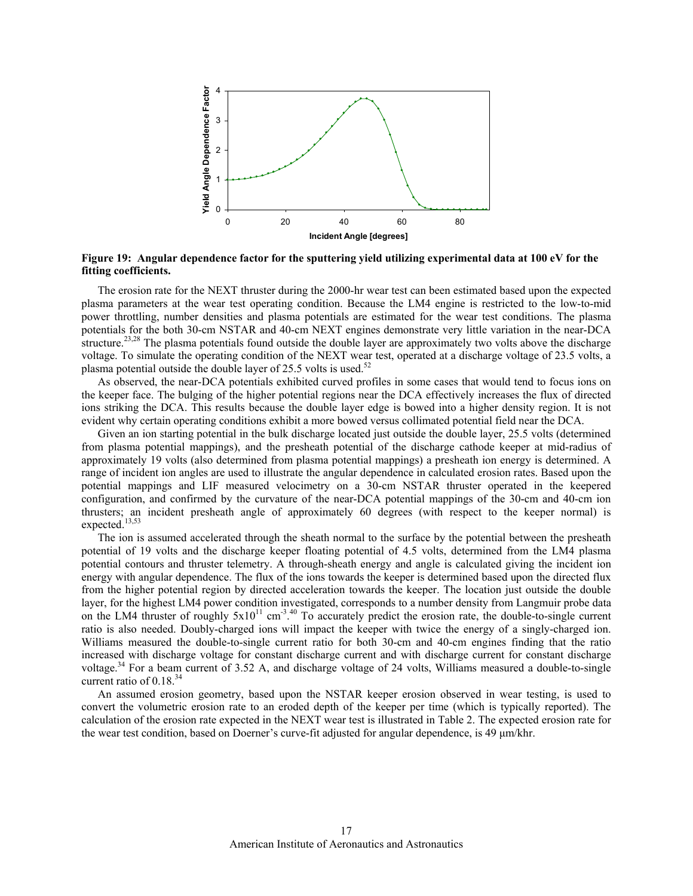**Figure 19: Angular dependence factor for the sputtering yield utilizing experimental data at 100 eV for the fitting coefficients.**

The erosion rate for the NEXT thruster during the 2000-hr wear test can been estimated based upon the expected plasma parameters at the wear test operating condition. Because the LM4 engine is restricted to the low-to-mid power throttling, number densities and plasma potentials are estimated for the wear test conditions. The plasma potentials for the both 30-cm NSTAR and 40-cm NEXT engines demonstrate very little variation in the near-DCA structure.[23,28] The plasma potentials found outside the double layer are approximately two volts above the discharge voltage. To simulate the operating condition of the NEXT wear test, operated at a discharge voltage of 23.5 volts, a plasma potential outside the double layer of 25.5 volts is used.[52]

As observed, the near-DCA potentials exhibited curved profiles in some cases that would tend to focus ions on the keeper face. The bulging of the higher potential regions near the DCA effectively increases the flux of directed ions striking the DCA. This results because the double layer edge is bowed into a higher density region. It is not evident why certain operating conditions exhibit a more bowed versus collimated potential field near the DCA.

Given an ion starting potential in the bulk discharge located just outside the double layer, 25.5 volts (determined from plasma potential mappings), and the presheath potential of the discharge cathode keeper at mid-radius of approximately 19 volts (also determined from plasma potential mappings) a presheath ion energy is determined. A range of incident ion angles are used to illustrate the angular dependence in calculated erosion rates. Based upon the potential mappings and LIF measured velocimetry on a 30-cm NSTAR thruster operated in the keepered configuration, and confirmed by the curvature of the near-DCA potential mappings of the 30-cm and 40-cm ion thrusters; an incident presheath angle of approximately 60 degrees (with respect to the keeper normal) is expected.[13,53]

The ion is assumed accelerated through the sheath normal to the surface by the potential between the presheath potential of 19 volts and the discharge keeper floating potential of 4.5 volts, determined from the LM4 plasma potential contours and thruster telemetry. A through-sheath energy and angle is calculated giving the incident ion energy with angular dependence. The flux of the ions towards the keeper is determined based upon the directed flux from the higher potential region by directed acceleration towards the keeper. The location just outside the double layer, for the highest LM4 power condition investigated, corresponds to a number density from Langmuir probe data on the LM4 thruster of roughly $5 \times 10^{11}$ $cm^{-3}$.[40] To accurately predict the erosion rate, the double-to-single current ratio is also needed. Doubly-charged ions will impact the keeper with twice the energy of a singly-charged ion. Williams measured the double-to-single current ratio for both 30-cm and 40-cm engines finding that the ratio increased with discharge voltage for constant discharge current and with discharge current for constant discharge voltage.[34] For a beam current of 3.52 A, and discharge voltage of 24 volts, Williams measured a double-to-single current ratio of 0.18.[34]

An assumed erosion geometry, based upon the NSTAR keeper erosion observed in wear testing, is used to convert the volumetric erosion rate to an eroded depth of the keeper per time (which is typically reported). The calculation of the erosion rate expected in the NEXT wear test is illustrated in Table 2. The expected erosion rate for the wear test condition, based on Doerner's curve-fit adjusted for angular dependence, is 49 μm/khr.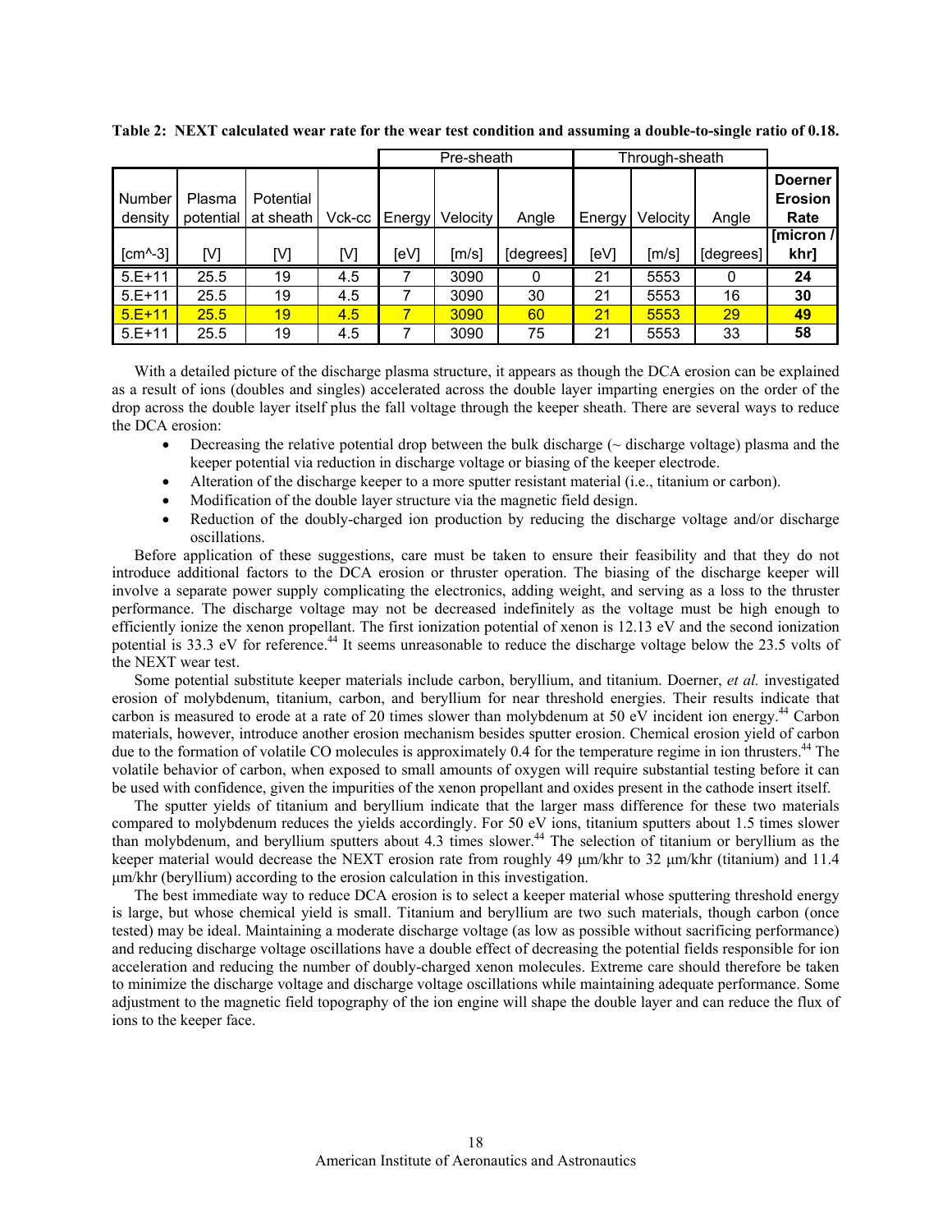**Table 2: NEXT calculated wear rate for the wear test condition and assuming a double-to-single ratio of 0.18.**

| | | | | Pre-sheath | | | Through-sheath | | | |
|---|---|---|---|---|---|---|---|---|---|---|
| Number density | Plasma potential | Potential at sheath | Vck-cc | Energy | Velocity | Angle | Energy | Velocity | Angle | **Doerner Erosion Rate** |
| [cm^-3] | [V] | [V] | [V] | [eV] | [m/s] | [degrees] | [eV] | [m/s] | [degrees] | **[micron / khr]** |
| 5.E+11 | 25.5 | 19 | 4.5 | 7 | 3090 | 0 | 21 | 5553 | 0 | **24** |
| 5.E+11 | 25.5 | 19 | 4.5 | 7 | 3090 | 30 | 21 | 5553 | 16 | **30** |
| 5.E+11 | 25.5 | 19 | 4.5 | 7 | 3090 | 60 | 21 | 5553 | 29 | **49** |
| 5.E+11 | 25.5 | 19 | 4.5 | 7 | 3090 | 75 | 21 | 5553 | 33 | **58** |

With a detailed picture of the discharge plasma structure, it appears as though the DCA erosion can be explained as a result of ions (doubles and singles) accelerated across the double layer imparting energies on the order of the drop across the double layer itself plus the fall voltage through the keeper sheath. There are several ways to reduce the DCA erosion:

- Decreasing the relative potential drop between the bulk discharge (~ discharge voltage) plasma and the keeper potential via reduction in discharge voltage or biasing of the keeper electrode.
- Alteration of the discharge keeper to a more sputter resistant material (i.e., titanium or carbon).
- Modification of the double layer structure via the magnetic field design.
- Reduction of the doubly-charged ion production by reducing the discharge voltage and/or discharge oscillations.

Before application of these suggestions, care must be taken to ensure their feasibility and that they do not introduce additional factors to the DCA erosion or thruster operation. The biasing of the discharge keeper will involve a separate power supply complicating the electronics, adding weight, and serving as a loss to the thruster performance. The discharge voltage may not be decreased indefinitely as the voltage must be high enough to efficiently ionize the xenon propellant. The first ionization potential of xenon is 12.13 eV and the second ionization potential is 33.3 eV for reference.[44] It seems unreasonable to reduce the discharge voltage below the 23.5 volts of the NEXT wear test.

Some potential substitute keeper materials include carbon, beryllium, and titanium. Doerner, *et al.* investigated erosion of molybdenum, titanium, carbon, and beryllium for near threshold energies. Their results indicate that carbon is measured to erode at a rate of 20 times slower than molybdenum at 50 eV incident ion energy.[44] Carbon materials, however, introduce another erosion mechanism besides sputter erosion. Chemical erosion yield of carbon due to the formation of volatile CO molecules is approximately 0.4 for the temperature regime in ion thrusters.[44] The volatile behavior of carbon, when exposed to small amounts of oxygen will require substantial testing before it can be used with confidence, given the impurities of the xenon propellant and oxides present in the cathode insert itself.

The sputter yields of titanium and beryllium indicate that the larger mass difference for these two materials compared to molybdenum reduces the yields accordingly. For 50 eV ions, titanium sputters about 1.5 times slower than molybdenum, and beryllium sputters about 4.3 times slower.[44] The selection of titanium or beryllium as the keeper material would decrease the NEXT erosion rate from roughly 49 μm/khr to 32 μm/khr (titanium) and 11.4 μm/khr (beryllium) according to the erosion calculation in this investigation.

The best immediate way to reduce DCA erosion is to select a keeper material whose sputtering threshold energy is large, but whose chemical yield is small. Titanium and beryllium are two such materials, though carbon (once tested) may be ideal. Maintaining a moderate discharge voltage (as low as possible without sacrificing performance) and reducing discharge voltage oscillations have a double effect of decreasing the potential fields responsible for ion acceleration and reducing the number of doubly-charged xenon molecules. Extreme care should therefore be taken to minimize the discharge voltage and discharge voltage oscillations while maintaining adequate performance. Some adjustment to the magnetic field topography of the ion engine will shape the double layer and can reduce the flux of ions to the keeper face.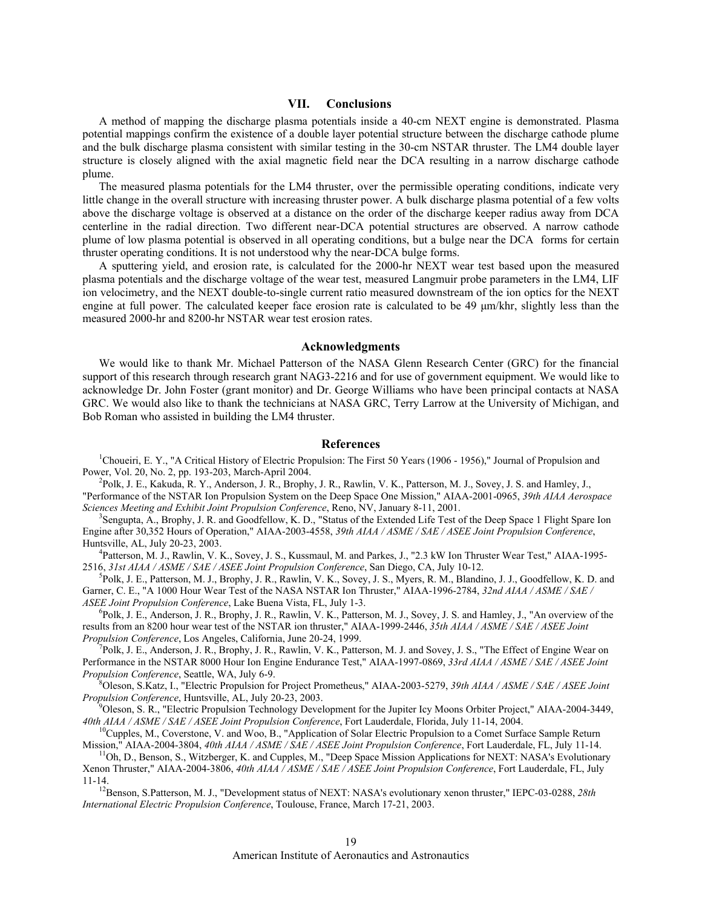## VII. Conclusions

A method of mapping the discharge plasma potentials inside a 40-cm NEXT engine is demonstrated. Plasma potential mappings confirm the existence of a double layer potential structure between the discharge cathode plume and the bulk discharge plasma consistent with similar testing in the 30-cm NSTAR thruster. The LM4 double layer structure is closely aligned with the axial magnetic field near the DCA resulting in a narrow discharge cathode plume.

The measured plasma potentials for the LM4 thruster, over the permissible operating conditions, indicate very little change in the overall structure with increasing thruster power. A bulk discharge plasma potential of a few volts above the discharge voltage is observed at a distance on the order of the discharge keeper radius away from DCA centerline in the radial direction. Two different near-DCA potential structures are observed. A narrow cathode plume of low plasma potential is observed in all operating conditions, but a bulge near the DCA forms for certain thruster operating conditions. It is not understood why the near-DCA bulge forms.

A sputtering yield, and erosion rate, is calculated for the 2000-hr NEXT wear test based upon the measured plasma potentials and the discharge voltage of the wear test, measured Langmuir probe parameters in the LM4, LIF ion velocimetry, and the NEXT double-to-single current ratio measured downstream of the ion optics for the NEXT engine at full power. The calculated keeper face erosion rate is calculated to be 49 μm/khr, slightly less than the measured 2000-hr and 8200-hr NSTAR wear test erosion rates.

## Acknowledgments

We would like to thank Mr. Michael Patterson of the NASA Glenn Research Center (GRC) for the financial support of this research through research grant NAG3-2216 and for use of government equipment. We would like to acknowledge Dr. John Foster (grant monitor) and Dr. George Williams who have been principal contacts at NASA GRC. We would also like to thank the technicians at NASA GRC, Terry Larrow at the University of Michigan, and Bob Roman who assisted in building the LM4 thruster.

## References

[1]Choueiri, E. Y., "A Critical History of Electric Propulsion: The First 50 Years (1906 - 1956)," Journal of Propulsion and Power, Vol. 20, No. 2, pp. 193-203, March-April 2004.

[2]Polk, J. E., Kakuda, R. Y., Anderson, J. R., Brophy, J. R., Rawlin, V. K., Patterson, M. J., Sovey, J. S. and Hamley, J., "Performance of the NSTAR Ion Propulsion System on the Deep Space One Mission," AIAA-2001-0965, *39th AIAA Aerospace Sciences Meeting and Exhibit Joint Propulsion Conference*, Reno, NV, January 8-11, 2001.

[3]Sengupta, A., Brophy, J. R. and Goodfellow, K. D., "Status of the Extended Life Test of the Deep Space 1 Flight Spare Ion Engine after 30,352 Hours of Operation," AIAA-2003-4558, *39th AIAA / ASME / SAE / ASEE Joint Propulsion Conference*, Huntsville, AL, July 20-23, 2003.

[4]Patterson, M. J., Rawlin, V. K., Sovey, J. S., Kussmaul, M. and Parkes, J., "2.3 kW Ion Thruster Wear Test," AIAA-1995-2516, *31st AIAA / ASME / SAE / ASEE Joint Propulsion Conference*, San Diego, CA, July 10-12.

[5]Polk, J. E., Patterson, M. J., Brophy, J. R., Rawlin, V. K., Sovey, J. S., Myers, R. M., Blandino, J. J., Goodfellow, K. D. and Garner, C. E., "A 1000 Hour Wear Test of the NASA NSTAR Ion Thruster," AIAA-1996-2784, *32nd AIAA / ASME / SAE / ASEE Joint Propulsion Conference*, Lake Buena Vista, FL, July 1-3.

[6]Polk, J. E., Anderson, J. R., Brophy, J. R., Rawlin, V. K., Patterson, M. J., Sovey, J. S. and Hamley, J., "An overview of the results from an 8200 hour wear test of the NSTAR ion thruster," AIAA-1999-2446, *35th AIAA / ASME / SAE / ASEE Joint Propulsion Conference*, Los Angeles, California, June 20-24, 1999.

[7]Polk, J. E., Anderson, J. R., Brophy, J. R., Rawlin, V. K., Patterson, M. J. and Sovey, J. S., "The Effect of Engine Wear on Performance in the NSTAR 8000 Hour Ion Engine Endurance Test," AIAA-1997-0869, *33rd AIAA / ASME / SAE / ASEE Joint Propulsion Conference*, Seattle, WA, July 6-9.

[8]Oleson, S.Katz, I., "Electric Propulsion for Project Prometheus," AIAA-2003-5279, *39th AIAA / ASME / SAE / ASEE Joint Propulsion Conference*, Huntsville, AL, July 20-23, 2003.

[9]Oleson, S. R., "Electric Propulsion Technology Development for the Jupiter Icy Moons Orbiter Project," AIAA-2004-3449, *40th AIAA / ASME / SAE / ASEE Joint Propulsion Conference*, Fort Lauderdale, Florida, July 11-14, 2004.

[10]Cupples, M., Coverstone, V. and Woo, B., "Application of Solar Electric Propulsion to a Comet Surface Sample Return Mission," AIAA-2004-3804, *40th AIAA / ASME / SAE / ASEE Joint Propulsion Conference*, Fort Lauderdale, FL, July 11-14.

[11]Oh, D., Benson, S., Witzberger, K. and Cupples, M., "Deep Space Mission Applications for NEXT: NASA's Evolutionary Xenon Thruster," AIAA-2004-3806, *40th AIAA / ASME / SAE / ASEE Joint Propulsion Conference*, Fort Lauderdale, FL, July 11-14.

[12]Benson, S.Patterson, M. J., "Development status of NEXT: NASA's evolutionary xenon thruster," IEPC-03-0288, *28th International Electric Propulsion Conference*, Toulouse, France, March 17-21, 2003.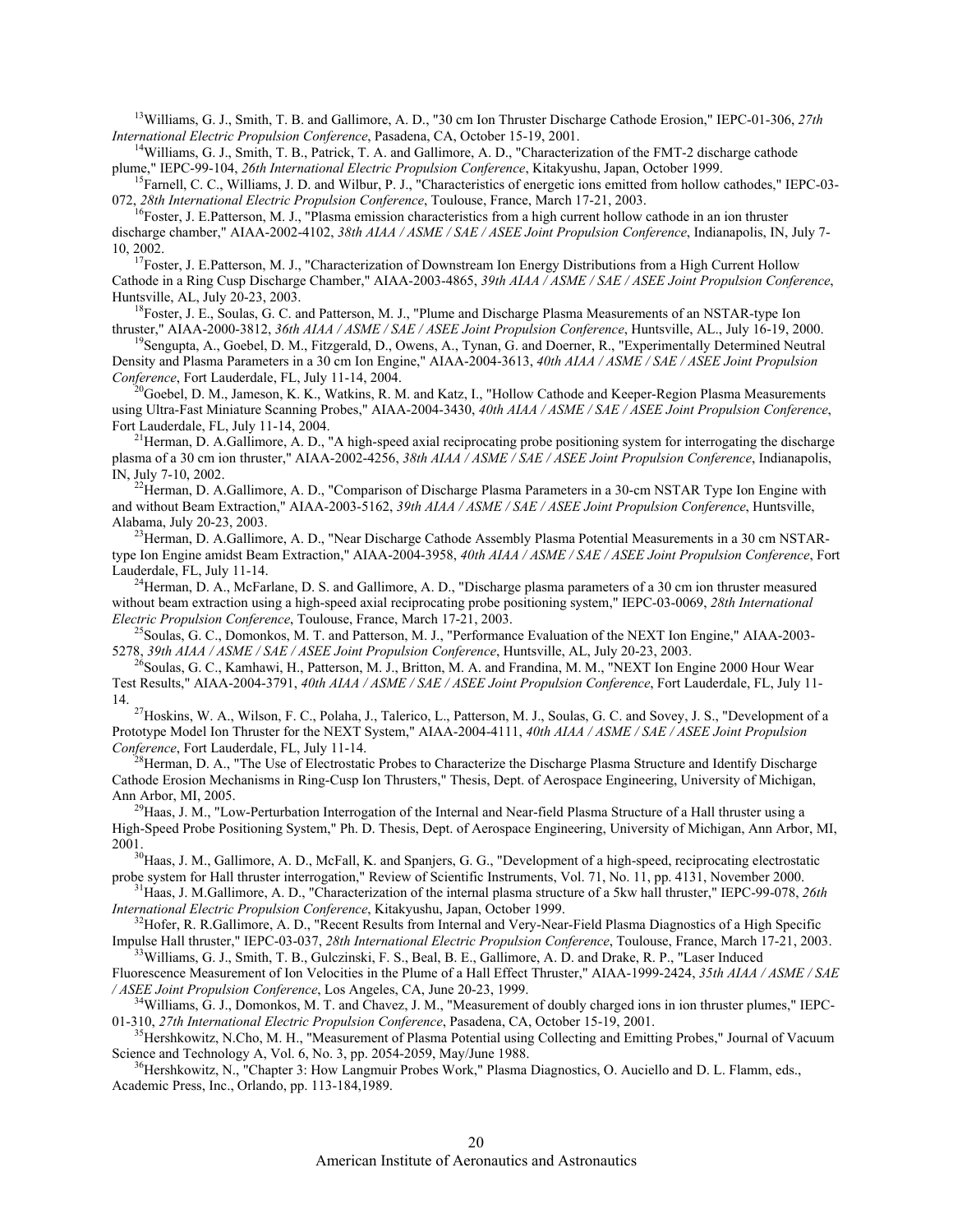[13]Williams, G. J., Smith, T. B. and Gallimore, A. D., "30 cm Ion Thruster Discharge Cathode Erosion," IEPC-01-306, *27th International Electric Propulsion Conference*, Pasadena, CA, October 15-19, 2001.

[14]Williams, G. J., Smith, T. B., Patrick, T. A. and Gallimore, A. D., "Characterization of the FMT-2 discharge cathode plume," IEPC-99-104, *26th International Electric Propulsion Conference*, Kitakyushu, Japan, October 1999.

[15]Farnell, C. C., Williams, J. D. and Wilbur, P. J., "Characteristics of energetic ions emitted from hollow cathodes," IEPC-03-072, *28th International Electric Propulsion Conference*, Toulouse, France, March 17-21, 2003.

[16]Foster, J. E.Patterson, M. J., "Plasma emission characteristics from a high current hollow cathode in an ion thruster discharge chamber," AIAA-2002-4102, *38th AIAA / ASME / SAE / ASEE Joint Propulsion Conference*, Indianapolis, IN, July 7-10, 2002.

[17]Foster, J. E.Patterson, M. J., "Characterization of Downstream Ion Energy Distributions from a High Current Hollow Cathode in a Ring Cusp Discharge Chamber," AIAA-2003-4865, *39th AIAA / ASME / SAE / ASEE Joint Propulsion Conference*, Huntsville, AL, July 20-23, 2003.

[18]Foster, J. E., Soulas, G. C. and Patterson, M. J., "Plume and Discharge Plasma Measurements of an NSTAR-type Ion thruster," AIAA-2000-3812, *36th AIAA / ASME / SAE / ASEE Joint Propulsion Conference*, Huntsville, AL., July 16-19, 2000.

[19]Sengupta, A., Goebel, D. M., Fitzgerald, D., Owens, A., Tynan, G. and Doerner, R., "Experimentally Determined Neutral Density and Plasma Parameters in a 30 cm Ion Engine," AIAA-2004-3613, *40th AIAA / ASME / SAE / ASEE Joint Propulsion Conference*, Fort Lauderdale, FL, July 11-14, 2004.

[20]Goebel, D. M., Jameson, K. K., Watkins, R. M. and Katz, I., "Hollow Cathode and Keeper-Region Plasma Measurements using Ultra-Fast Miniature Scanning Probes," AIAA-2004-3430, *40th AIAA / ASME / SAE / ASEE Joint Propulsion Conference*, Fort Lauderdale, FL, July 11-14, 2004.

[21]Herman, D. A.Gallimore, A. D., "A high-speed axial reciprocating probe positioning system for interrogating the discharge plasma of a 30 cm ion thruster," AIAA-2002-4256, *38th AIAA / ASME / SAE / ASEE Joint Propulsion Conference*, Indianapolis, IN, July 7-10, 2002.

[22]Herman, D. A.Gallimore, A. D., "Comparison of Discharge Plasma Parameters in a 30-cm NSTAR Type Ion Engine with and without Beam Extraction," AIAA-2003-5162, *39th AIAA / ASME / SAE / ASEE Joint Propulsion Conference*, Huntsville, Alabama, July 20-23, 2003.

[23]Herman, D. A.Gallimore, A. D., "Near Discharge Cathode Assembly Plasma Potential Measurements in a 30 cm NSTAR-type Ion Engine amidst Beam Extraction," AIAA-2004-3958, *40th AIAA / ASME / SAE / ASEE Joint Propulsion Conference*, Fort Lauderdale, FL, July 11-14.

[24]Herman, D. A., McFarlane, D. S. and Gallimore, A. D., "Discharge plasma parameters of a 30 cm ion thruster measured without beam extraction using a high-speed axial reciprocating probe positioning system," IEPC-03-0069, *28th International Electric Propulsion Conference*, Toulouse, France, March 17-21, 2003.

[25]Soulas, G. C., Domonkos, M. T. and Patterson, M. J., "Performance Evaluation of the NEXT Ion Engine," AIAA-2003-5278, *39th AIAA / ASME / SAE / ASEE Joint Propulsion Conference*, Huntsville, AL, July 20-23, 2003.

[26]Soulas, G. C., Kamhawi, H., Patterson, M. J., Britton, M. A. and Frandina, M. M., "NEXT Ion Engine 2000 Hour Wear Test Results," AIAA-2004-3791, *40th AIAA / ASME / SAE / ASEE Joint Propulsion Conference*, Fort Lauderdale, FL, July 11-14.

[27]Hoskins, W. A., Wilson, F. C., Polaha, J., Talerico, L., Patterson, M. J., Soulas, G. C. and Sovey, J. S., "Development of a Prototype Model Ion Thruster for the NEXT System," AIAA-2004-4111, *40th AIAA / ASME / SAE / ASEE Joint Propulsion Conference*, Fort Lauderdale, FL, July 11-14.

[28]Herman, D. A., "The Use of Electrostatic Probes to Characterize the Discharge Plasma Structure and Identify Discharge Cathode Erosion Mechanisms in Ring-Cusp Ion Thrusters," Thesis, Dept. of Aerospace Engineering, University of Michigan, Ann Arbor, MI, 2005.

[29]Haas, J. M., "Low-Perturbation Interrogation of the Internal and Near-field Plasma Structure of a Hall thruster using a High-Speed Probe Positioning System," Ph. D. Thesis, Dept. of Aerospace Engineering, University of Michigan, Ann Arbor, MI, 2001.

[30]Haas, J. M., Gallimore, A. D., McFall, K. and Spanjers, G. G., "Development of a high-speed, reciprocating electrostatic probe system for Hall thruster interrogation," Review of Scientific Instruments, Vol. 71, No. 11, pp. 4131, November 2000.

[31]Haas, J. M.Gallimore, A. D., "Characterization of the internal plasma structure of a 5kw hall thruster," IEPC-99-078, *26th International Electric Propulsion Conference*, Kitakyushu, Japan, October 1999.

[32]Hofer, R. R.Gallimore, A. D., "Recent Results from Internal and Very-Near-Field Plasma Diagnostics of a High Specific Impulse Hall thruster," IEPC-03-037, *28th International Electric Propulsion Conference*, Toulouse, France, March 17-21, 2003.

[33]Williams, G. J., Smith, T. B., Gulczinski, F. S., Beal, B. E., Gallimore, A. D. and Drake, R. P., "Laser Induced Fluorescence Measurement of Ion Velocities in the Plume of a Hall Effect Thruster," AIAA-1999-2424, *35th AIAA / ASME / SAE / ASEE Joint Propulsion Conference*, Los Angeles, CA, June 20-23, 1999.

[34]Williams, G. J., Domonkos, M. T. and Chavez, J. M., "Measurement of doubly charged ions in ion thruster plumes," IEPC-01-310, *27th International Electric Propulsion Conference*, Pasadena, CA, October 15-19, 2001.

[35]Hershkowitz, N.Cho, M. H., "Measurement of Plasma Potential using Collecting and Emitting Probes," Journal of Vacuum Science and Technology A, Vol. 6, No. 3, pp. 2054-2059, May/June 1988.

[36]Hershkowitz, N., "Chapter 3: How Langmuir Probes Work," Plasma Diagnostics, O. Auciello and D. L. Flamm, eds., Academic Press, Inc., Orlando, pp. 113-184,1989.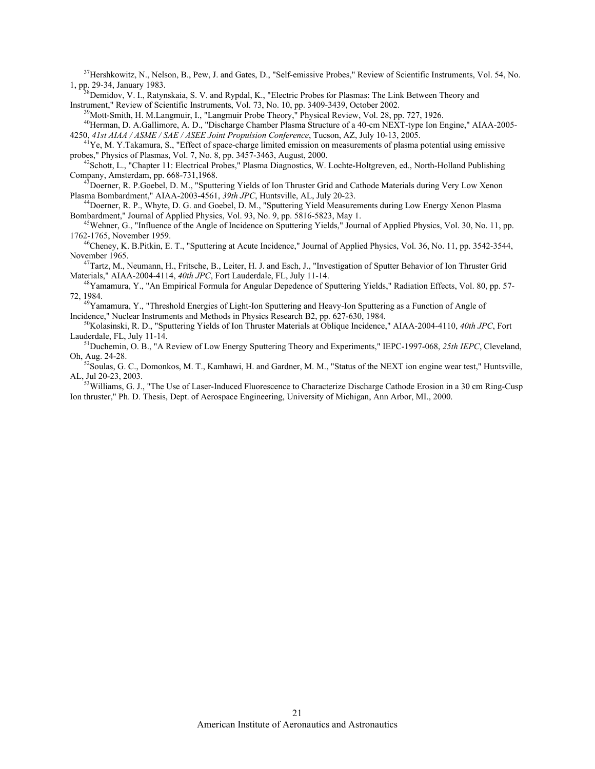[37]Hershkowitz, N., Nelson, B., Pew, J. and Gates, D., "Self-emissive Probes," Review of Scientific Instruments, Vol. 54, No. 1, pp. 29-34, January 1983.

[38]Demidov, V. I., Ratynskaia, S. V. and Rypdal, K., "Electric Probes for Plasmas: The Link Between Theory and Instrument," Review of Scientific Instruments, Vol. 73, No. 10, pp. 3409-3439, October 2002.

[39]Mott-Smith, H. M.Langmuir, I., "Langmuir Probe Theory," Physical Review, Vol. 28, pp. 727, 1926.

[40]Herman, D. A.Gallimore, A. D., "Discharge Chamber Plasma Structure of a 40-cm NEXT-type Ion Engine," AIAA-2005-4250, *41st AIAA / ASME / SAE / ASEE Joint Propulsion Conference*, Tucson, AZ, July 10-13, 2005.

[41]Ye, M. Y.Takamura, S., "Effect of space-charge limited emission on measurements of plasma potential using emissive probes," Physics of Plasmas, Vol. 7, No. 8, pp. 3457-3463, August, 2000.

[42]Schott, L., "Chapter 11: Electrical Probes," Plasma Diagnostics, W. Lochte-Holtgreven, ed., North-Holland Publishing Company, Amsterdam, pp. 668-731,1968.

[43]Doerner, R. P.Goebel, D. M., "Sputtering Yields of Ion Thruster Grid and Cathode Materials during Very Low Xenon Plasma Bombardment," AIAA-2003-4561, *39th JPC*, Huntsville, AL, July 20-23.

[44]Doerner, R. P., Whyte, D. G. and Goebel, D. M., "Sputtering Yield Measurements during Low Energy Xenon Plasma Bombardment," Journal of Applied Physics, Vol. 93, No. 9, pp. 5816-5823, May 1.

[45]Wehner, G., "Influence of the Angle of Incidence on Sputtering Yields," Journal of Applied Physics, Vol. 30, No. 11, pp. 1762-1765, November 1959.

[46]Cheney, K. B.Pitkin, E. T., "Sputtering at Acute Incidence," Journal of Applied Physics, Vol. 36, No. 11, pp. 3542-3544, November 1965.

[47]Tartz, M., Neumann, H., Fritsche, B., Leiter, H. J. and Esch, J., "Investigation of Sputter Behavior of Ion Thruster Grid Materials," AIAA-2004-4114, *40th JPC*, Fort Lauderdale, FL, July 11-14.

[48]Yamamura, Y., "An Empirical Formula for Angular Depedence of Sputtering Yields," Radiation Effects, Vol. 80, pp. 57-72, 1984.

[49]Yamamura, Y., "Threshold Energies of Light-Ion Sputtering and Heavy-Ion Sputtering as a Function of Angle of Incidence," Nuclear Instruments and Methods in Physics Research B2, pp. 627-630, 1984.

[50]Kolasinski, R. D., "Sputtering Yields of Ion Thruster Materials at Oblique Incidence," AIAA-2004-4110, *40th JPC*, Fort Lauderdale, FL, July 11-14.

[51]Duchemin, O. B., "A Review of Low Energy Sputtering Theory and Experiments," IEPC-1997-068, *25th IEPC*, Cleveland, Oh, Aug. 24-28.

[52]Soulas, G. C., Domonkos, M. T., Kamhawi, H. and Gardner, M. M., "Status of the NEXT ion engine wear test," Huntsville, AL, Jul 20-23, 2003.

[53]Williams, G. J., "The Use of Laser-Induced Fluorescence to Characterize Discharge Cathode Erosion in a 30 cm Ring-Cusp Ion thruster," Ph. D. Thesis, Dept. of Aerospace Engineering, University of Michigan, Ann Arbor, MI., 2000.